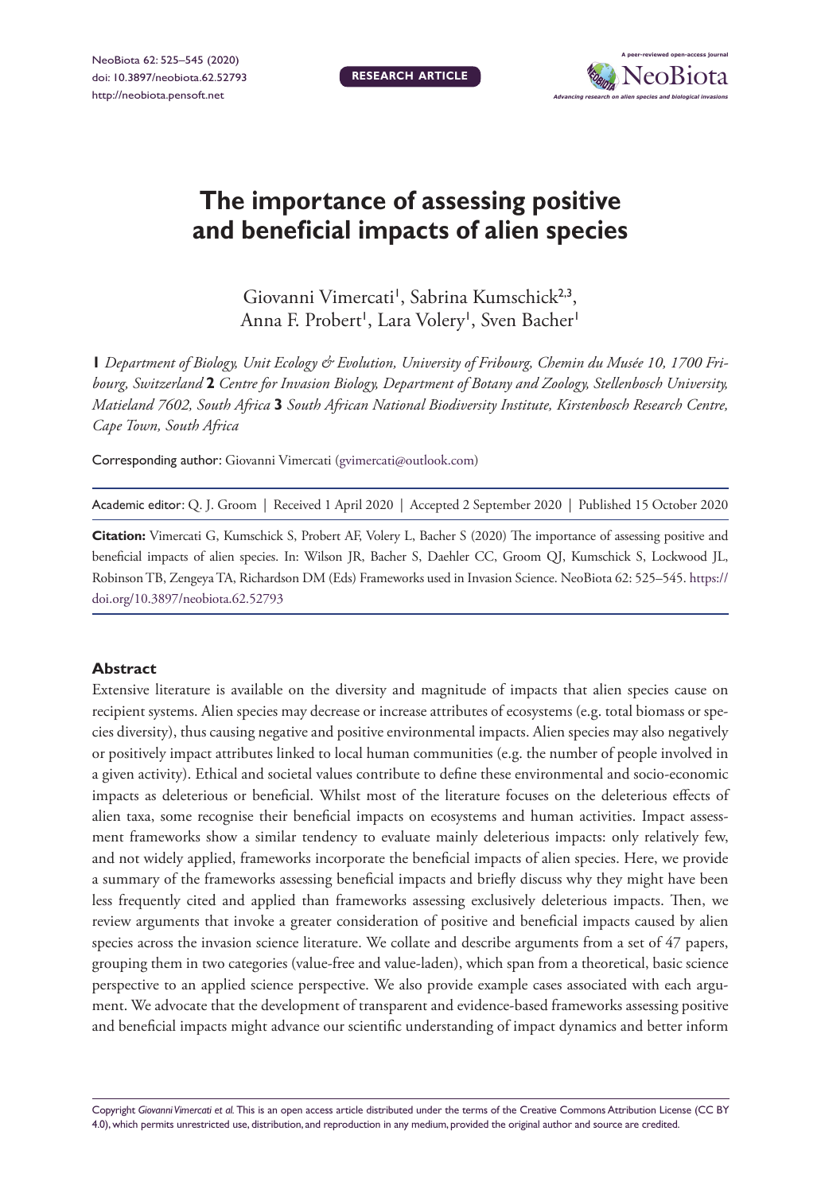RESEARCH ARTICLE

# The importance of assessing positive and beneficial impacts of alien species

Giovanni Vimercati[1], Sabrina Kumschick[2,3], Anna F. Probert[1], Lara Volery[1], Sven Bacher[1]

**1** *Department of Biology, Unit Ecology & Evolution, University of Fribourg, Chemin du Musée 10, 1700 Fribourg, Switzerland* **2** *Centre for Invasion Biology, Department of Botany and Zoology, Stellenbosch University, Matieland 7602, South Africa* **3** *South African National Biodiversity Institute, Kirstenbosch Research Centre, Cape Town, South Africa*

Corresponding author: Giovanni Vimercati (gvimercati@outlook.com)

Academic editor: Q. J. Groom | Received 1 April 2020 | Accepted 2 September 2020 | Published 15 October 2020

**Citation:** Vimercati G, Kumschick S, Probert AF, Volery L, Bacher S (2020) The importance of assessing positive and beneficial impacts of alien species. In: Wilson JR, Bacher S, Daehler CC, Groom QJ, Kumschick S, Lockwood JL, Robinson TB, Zengeya TA, Richardson DM (Eds) Frameworks used in Invasion Science. NeoBiota 62: 525–545. https://doi.org/10.3897/neobiota.62.52793

## Abstract

Extensive literature is available on the diversity and magnitude of impacts that alien species cause on recipient systems. Alien species may decrease or increase attributes of ecosystems (e.g. total biomass or species diversity), thus causing negative and positive environmental impacts. Alien species may also negatively or positively impact attributes linked to local human communities (e.g. the number of people involved in a given activity). Ethical and societal values contribute to define these environmental and socio-economic impacts as deleterious or beneficial. Whilst most of the literature focuses on the deleterious effects of alien taxa, some recognise their beneficial impacts on ecosystems and human activities. Impact assessment frameworks show a similar tendency to evaluate mainly deleterious impacts: only relatively few, and not widely applied, frameworks incorporate the beneficial impacts of alien species. Here, we provide a summary of the frameworks assessing beneficial impacts and briefly discuss why they might have been less frequently cited and applied than frameworks assessing exclusively deleterious impacts. Then, we review arguments that invoke a greater consideration of positive and beneficial impacts caused by alien species across the invasion science literature. We collate and describe arguments from a set of 47 papers, grouping them in two categories (value-free and value-laden), which span from a theoretical, basic science perspective to an applied science perspective. We also provide example cases associated with each argument. We advocate that the development of transparent and evidence-based frameworks assessing positive and beneficial impacts might advance our scientific understanding of impact dynamics and better inform

Copyright *Giovanni Vimercati et al.* This is an open access article distributed under the terms of the Creative Commons Attribution License (CC BY 4.0), which permits unrestricted use, distribution, and reproduction in any medium, provided the original author and source are credited.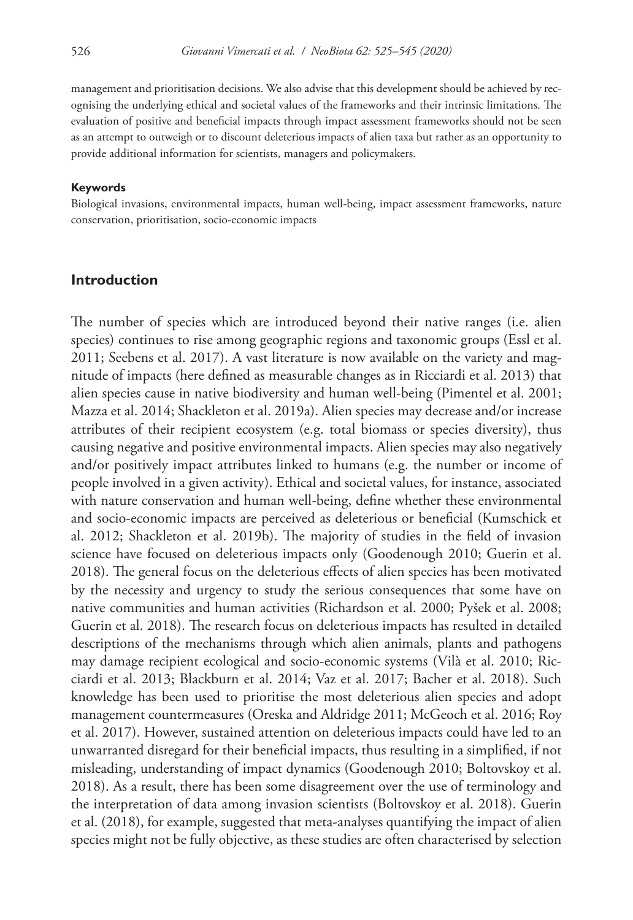management and prioritisation decisions. We also advise that this development should be achieved by recognising the underlying ethical and societal values of the frameworks and their intrinsic limitations. The evaluation of positive and beneficial impacts through impact assessment frameworks should not be seen as an attempt to outweigh or to discount deleterious impacts of alien taxa but rather as an opportunity to provide additional information for scientists, managers and policymakers.

#### Keywords

Biological invasions, environmental impacts, human well-being, impact assessment frameworks, nature conservation, prioritisation, socio-economic impacts

## Introduction

The number of species which are introduced beyond their native ranges (i.e. alien species) continues to rise among geographic regions and taxonomic groups (Essl et al. 2011; Seebens et al. 2017). A vast literature is now available on the variety and magnitude of impacts (here defined as measurable changes as in Ricciardi et al. 2013) that alien species cause in native biodiversity and human well-being (Pimentel et al. 2001; Mazza et al. 2014; Shackleton et al. 2019a). Alien species may decrease and/or increase attributes of their recipient ecosystem (e.g. total biomass or species diversity), thus causing negative and positive environmental impacts. Alien species may also negatively and/or positively impact attributes linked to humans (e.g. the number or income of people involved in a given activity). Ethical and societal values, for instance, associated with nature conservation and human well-being, define whether these environmental and socio-economic impacts are perceived as deleterious or beneficial (Kumschick et al. 2012; Shackleton et al. 2019b). The majority of studies in the field of invasion science have focused on deleterious impacts only (Goodenough 2010; Guerin et al. 2018). The general focus on the deleterious effects of alien species has been motivated by the necessity and urgency to study the serious consequences that some have on native communities and human activities (Richardson et al. 2000; Pyšek et al. 2008; Guerin et al. 2018). The research focus on deleterious impacts has resulted in detailed descriptions of the mechanisms through which alien animals, plants and pathogens may damage recipient ecological and socio-economic systems (Vilà et al. 2010; Ricciardi et al. 2013; Blackburn et al. 2014; Vaz et al. 2017; Bacher et al. 2018). Such knowledge has been used to prioritise the most deleterious alien species and adopt management countermeasures (Oreska and Aldridge 2011; McGeoch et al. 2016; Roy et al. 2017). However, sustained attention on deleterious impacts could have led to an unwarranted disregard for their beneficial impacts, thus resulting in a simplified, if not misleading, understanding of impact dynamics (Goodenough 2010; Boltovskoy et al. 2018). As a result, there has been some disagreement over the use of terminology and the interpretation of data among invasion scientists (Boltovskoy et al. 2018). Guerin et al. (2018), for example, suggested that meta-analyses quantifying the impact of alien species might not be fully objective, as these studies are often characterised by selection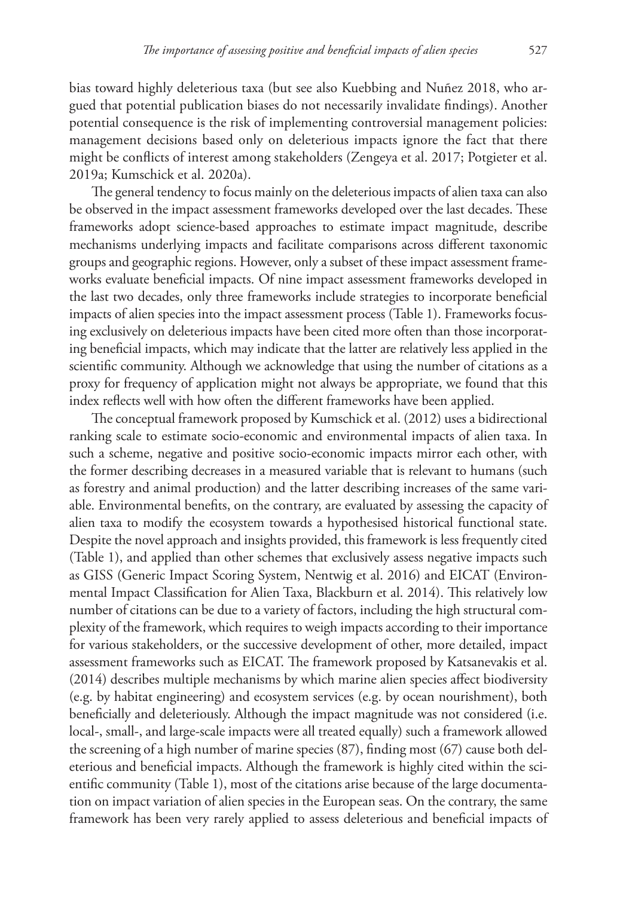bias toward highly deleterious taxa (but see also Kuebbing and Nuñez 2018, who argued that potential publication biases do not necessarily invalidate findings). Another potential consequence is the risk of implementing controversial management policies: management decisions based only on deleterious impacts ignore the fact that there might be conflicts of interest among stakeholders (Zengeya et al. 2017; Potgieter et al. 2019a; Kumschick et al. 2020a).

The general tendency to focus mainly on the deleterious impacts of alien taxa can also be observed in the impact assessment frameworks developed over the last decades. These frameworks adopt science-based approaches to estimate impact magnitude, describe mechanisms underlying impacts and facilitate comparisons across different taxonomic groups and geographic regions. However, only a subset of these impact assessment frameworks evaluate beneficial impacts. Of nine impact assessment frameworks developed in the last two decades, only three frameworks include strategies to incorporate beneficial impacts of alien species into the impact assessment process (Table 1). Frameworks focusing exclusively on deleterious impacts have been cited more often than those incorporating beneficial impacts, which may indicate that the latter are relatively less applied in the scientific community. Although we acknowledge that using the number of citations as a proxy for frequency of application might not always be appropriate, we found that this index reflects well with how often the different frameworks have been applied.

The conceptual framework proposed by Kumschick et al. (2012) uses a bidirectional ranking scale to estimate socio-economic and environmental impacts of alien taxa. In such a scheme, negative and positive socio-economic impacts mirror each other, with the former describing decreases in a measured variable that is relevant to humans (such as forestry and animal production) and the latter describing increases of the same variable. Environmental benefits, on the contrary, are evaluated by assessing the capacity of alien taxa to modify the ecosystem towards a hypothesised historical functional state. Despite the novel approach and insights provided, this framework is less frequently cited (Table 1), and applied than other schemes that exclusively assess negative impacts such as GISS (Generic Impact Scoring System, Nentwig et al. 2016) and EICAT (Environmental Impact Classification for Alien Taxa, Blackburn et al. 2014). This relatively low number of citations can be due to a variety of factors, including the high structural complexity of the framework, which requires to weigh impacts according to their importance for various stakeholders, or the successive development of other, more detailed, impact assessment frameworks such as EICAT. The framework proposed by Katsanevakis et al. (2014) describes multiple mechanisms by which marine alien species affect biodiversity (e.g. by habitat engineering) and ecosystem services (e.g. by ocean nourishment), both beneficially and deleteriously. Although the impact magnitude was not considered (i.e. local-, small-, and large-scale impacts were all treated equally) such a framework allowed the screening of a high number of marine species (87), finding most (67) cause both deleterious and beneficial impacts. Although the framework is highly cited within the scientific community (Table 1), most of the citations arise because of the large documentation on impact variation of alien species in the European seas. On the contrary, the same framework has been very rarely applied to assess deleterious and beneficial impacts of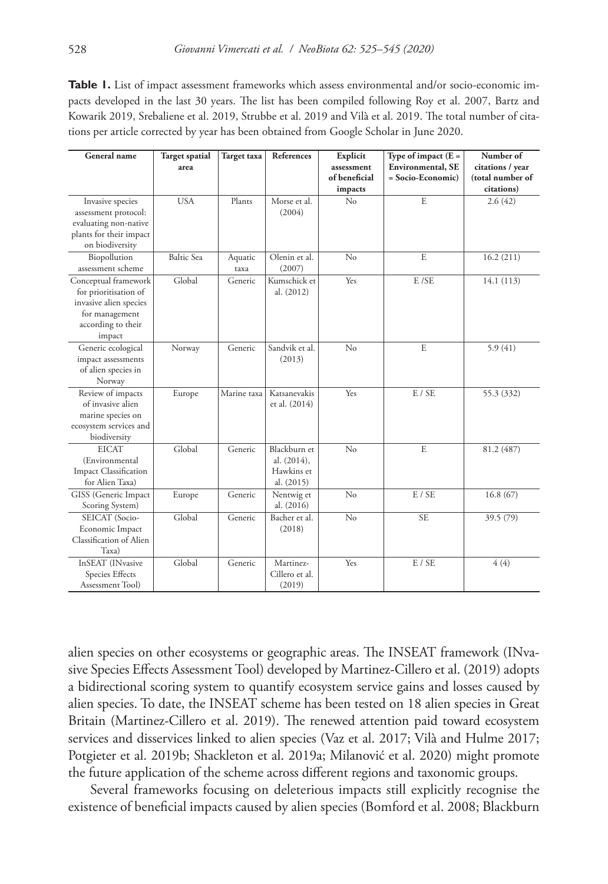**Table 1.** List of impact assessment frameworks which assess environmental and/or socio-economic impacts developed in the last 30 years. The list has been compiled following Roy et al. 2007, Bartz and Kowarik 2019, Srebaliene et al. 2019, Strubbe et al. 2019 and Vilà et al. 2019. The total number of citations per article corrected by year has been obtained from Google Scholar in June 2020.

| General name | Target spatial area | Target taxa | References | Explicit assessment of beneficial impacts | Type of impact (E = Environmental, SE = Socio-Economic) | Number of citations / year (total number of citations) |
|---|---|---|---|---|---|---|
| Invasive species assessment protocol: evaluating non-native plants for their impact on biodiversity | USA | Plants | Morse et al. (2004) | No | E | 2.6 (42) |
| Biopollution assessment scheme | Baltic Sea | Aquatic taxa | Olenin et al. (2007) | No | E | 16.2 (211) |
| Conceptual framework for prioritisation of invasive alien species for management according to their impact | Global | Generic | Kumschick et al. (2012) | Yes | E /SE | 14.1 (113) |
| Generic ecological impact assessments of alien species in Norway | Norway | Generic | Sandvik et al. (2013) | No | E | 5.9 (41) |
| Review of impacts of invasive alien marine species on ecosystem services and biodiversity | Europe | Marine taxa | Katsanevakis et al. (2014) | Yes | E / SE | 55.3 (332) |
| EICAT (Environmental Impact Classification for Alien Taxa) | Global | Generic | Blackburn et al. (2014), Hawkins et al. (2015) | No | E | 81.2 (487) |
| GISS (Generic Impact Scoring System) | Europe | Generic | Nentwig et al. (2016) | No | E / SE | 16.8 (67) |
| SEICAT (Socio-Economic Impact Classification of Alien Taxa) | Global | Generic | Bacher et al. (2018) | No | SE | 39.5 (79) |
| InSEAT (INvasive Species Effects Assessment Tool) | Global | Generic | Martinez-Cillero et al. (2019) | Yes | E / SE | 4 (4) |

alien species on other ecosystems or geographic areas. The INSEAT framework (INvasive Species Effects Assessment Tool) developed by Martinez-Cillero et al. (2019) adopts a bidirectional scoring system to quantify ecosystem service gains and losses caused by alien species. To date, the INSEAT scheme has been tested on 18 alien species in Great Britain (Martinez-Cillero et al. 2019). The renewed attention paid toward ecosystem services and disservices linked to alien species (Vaz et al. 2017; Vilà and Hulme 2017; Potgieter et al. 2019b; Shackleton et al. 2019a; Milanović et al. 2020) might promote the future application of the scheme across different regions and taxonomic groups.

Several frameworks focusing on deleterious impacts still explicitly recognise the existence of beneficial impacts caused by alien species (Bomford et al. 2008; Blackburn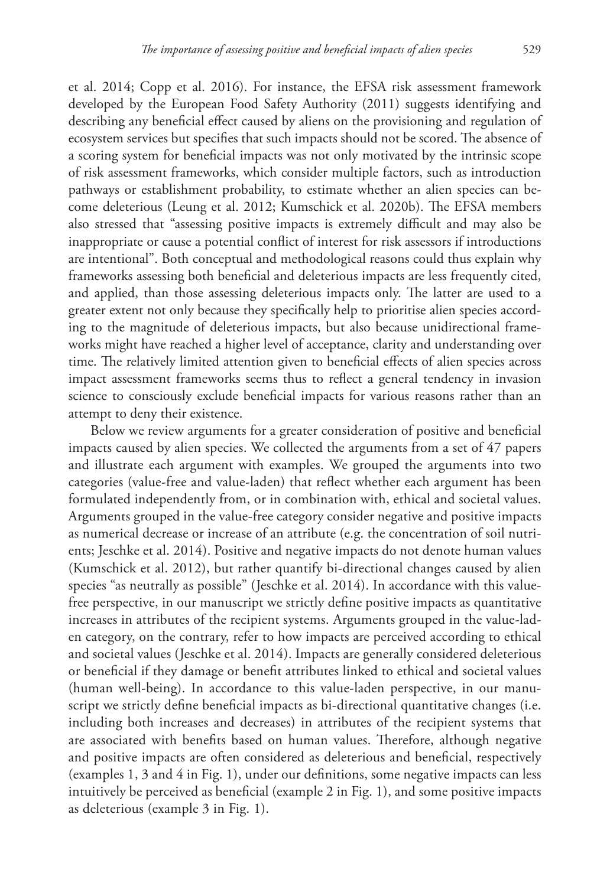et al. 2014; Copp et al. 2016). For instance, the EFSA risk assessment framework developed by the European Food Safety Authority (2011) suggests identifying and describing any beneficial effect caused by aliens on the provisioning and regulation of ecosystem services but specifies that such impacts should not be scored. The absence of a scoring system for beneficial impacts was not only motivated by the intrinsic scope of risk assessment frameworks, which consider multiple factors, such as introduction pathways or establishment probability, to estimate whether an alien species can become deleterious (Leung et al. 2012; Kumschick et al. 2020b). The EFSA members also stressed that "assessing positive impacts is extremely difficult and may also be inappropriate or cause a potential conflict of interest for risk assessors if introductions are intentional". Both conceptual and methodological reasons could thus explain why frameworks assessing both beneficial and deleterious impacts are less frequently cited, and applied, than those assessing deleterious impacts only. The latter are used to a greater extent not only because they specifically help to prioritise alien species according to the magnitude of deleterious impacts, but also because unidirectional frameworks might have reached a higher level of acceptance, clarity and understanding over time. The relatively limited attention given to beneficial effects of alien species across impact assessment frameworks seems thus to reflect a general tendency in invasion science to consciously exclude beneficial impacts for various reasons rather than an attempt to deny their existence.

Below we review arguments for a greater consideration of positive and beneficial impacts caused by alien species. We collected the arguments from a set of 47 papers and illustrate each argument with examples. We grouped the arguments into two categories (value-free and value-laden) that reflect whether each argument has been formulated independently from, or in combination with, ethical and societal values. Arguments grouped in the value-free category consider negative and positive impacts as numerical decrease or increase of an attribute (e.g. the concentration of soil nutrients; Jeschke et al. 2014). Positive and negative impacts do not denote human values (Kumschick et al. 2012), but rather quantify bi-directional changes caused by alien species "as neutrally as possible" (Jeschke et al. 2014). In accordance with this value-free perspective, in our manuscript we strictly define positive impacts as quantitative increases in attributes of the recipient systems. Arguments grouped in the value-laden category, on the contrary, refer to how impacts are perceived according to ethical and societal values (Jeschke et al. 2014). Impacts are generally considered deleterious or beneficial if they damage or benefit attributes linked to ethical and societal values (human well-being). In accordance to this value-laden perspective, in our manuscript we strictly define beneficial impacts as bi-directional quantitative changes (i.e. including both increases and decreases) in attributes of the recipient systems that are associated with benefits based on human values. Therefore, although negative and positive impacts are often considered as deleterious and beneficial, respectively (examples 1, 3 and 4 in Fig. 1), under our definitions, some negative impacts can less intuitively be perceived as beneficial (example 2 in Fig. 1), and some positive impacts as deleterious (example 3 in Fig. 1).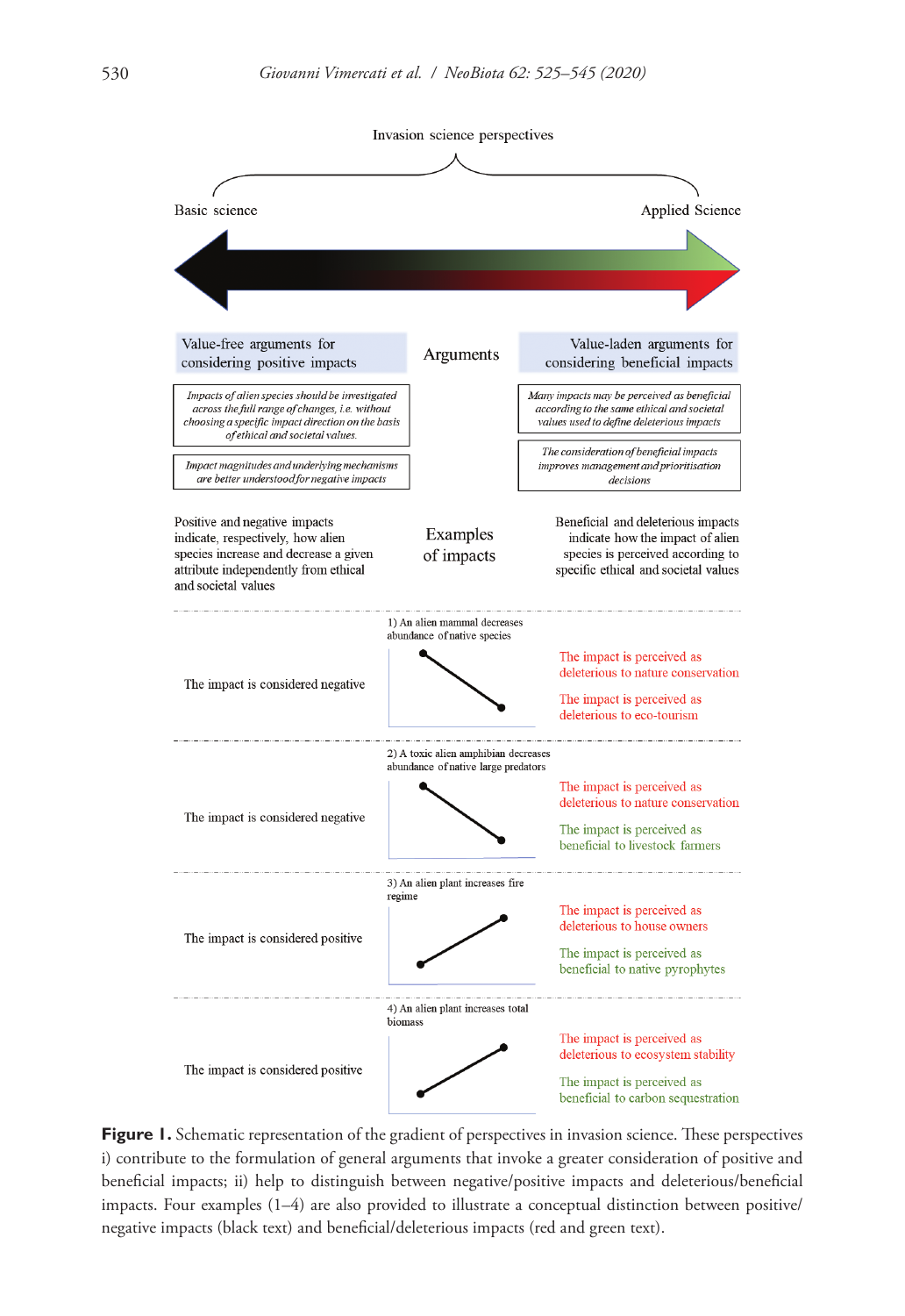Invasion science perspectives

Basic science — Applied Science

| Value-free arguments for considering positive impacts | Arguments | Value-laden arguments for considering beneficial impacts |
|---|---|---|
| *Impacts of alien species should be investigated across the full range of changes, i.e. without choosing a specific impact direction on the basis of ethical and societal values.* | | *Many impacts may be perceived as beneficial according to the same ethical and societal values used to define deleterious impacts* |
| *Impact magnitudes and underlying mechanisms are better understood for negative impacts* | | *The consideration of beneficial impacts improves management and prioritisation decisions* |

| Positive and negative impacts indicate, respectively, how alien species increase and decrease a given attribute independently from ethical and societal values | Examples of impacts | Beneficial and deleterious impacts indicate how the impact of alien species is perceived according to specific ethical and societal values |
|---|---|---|
| The impact is considered negative | 1) An alien mammal decreases abundance of native species | The impact is perceived as deleterious to nature conservation; The impact is perceived as deleterious to eco-tourism |
| The impact is considered negative | 2) A toxic alien amphibian decreases abundance of native large predators | The impact is perceived as deleterious to nature conservation; The impact is perceived as beneficial to livestock farmers |
| The impact is considered positive | 3) An alien plant increases fire regime | The impact is perceived as deleterious to house owners; The impact is perceived as beneficial to native pyrophytes |
| The impact is considered positive | 4) An alien plant increases total biomass | The impact is perceived as deleterious to ecosystem stability; The impact is perceived as beneficial to carbon sequestration |

**Figure 1.** Schematic representation of the gradient of perspectives in invasion science. These perspectives i) contribute to the formulation of general arguments that invoke a greater consideration of positive and beneficial impacts; ii) help to distinguish between negative/positive impacts and deleterious/beneficial impacts. Four examples (1–4) are also provided to illustrate a conceptual distinction between positive/negative impacts (black text) and beneficial/deleterious impacts (red and green text).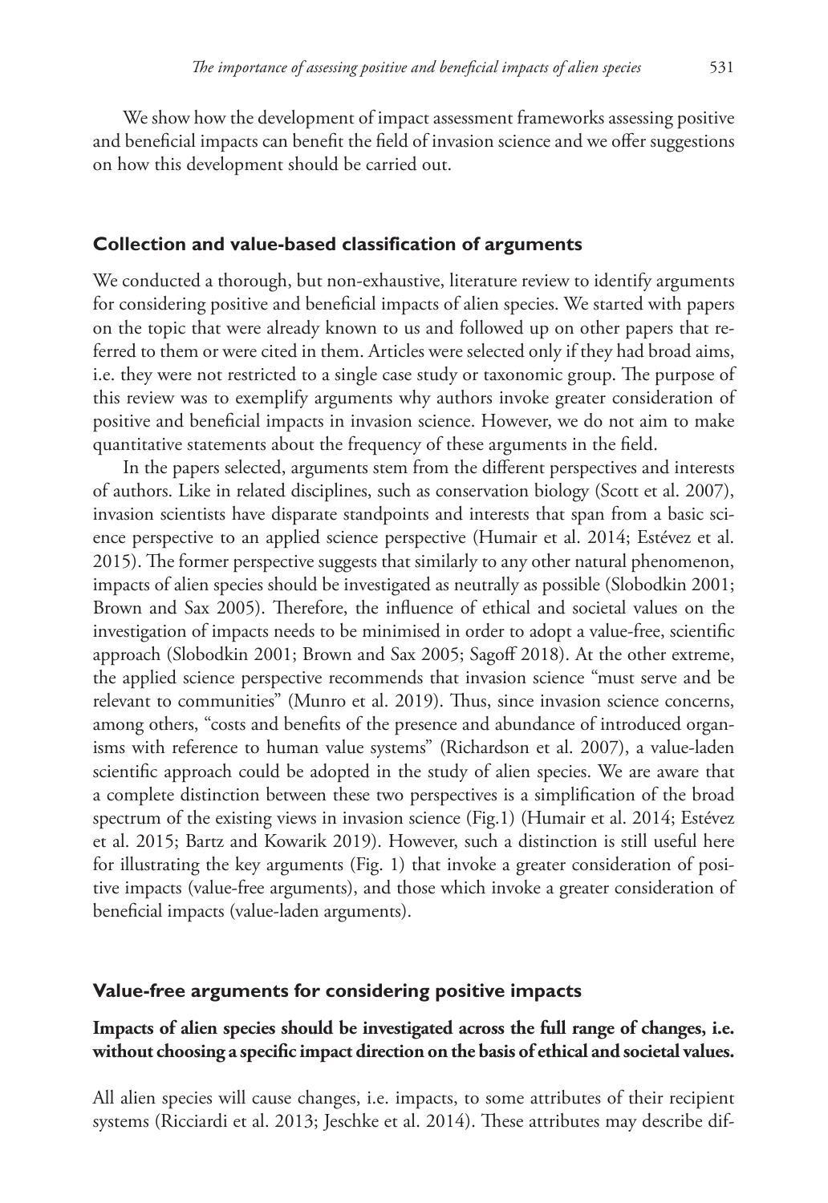We show how the development of impact assessment frameworks assessing positive and beneficial impacts can benefit the field of invasion science and we offer suggestions on how this development should be carried out.

## Collection and value-based classification of arguments

We conducted a thorough, but non-exhaustive, literature review to identify arguments for considering positive and beneficial impacts of alien species. We started with papers on the topic that were already known to us and followed up on other papers that referred to them or were cited in them. Articles were selected only if they had broad aims, i.e. they were not restricted to a single case study or taxonomic group. The purpose of this review was to exemplify arguments why authors invoke greater consideration of positive and beneficial impacts in invasion science. However, we do not aim to make quantitative statements about the frequency of these arguments in the field.

In the papers selected, arguments stem from the different perspectives and interests of authors. Like in related disciplines, such as conservation biology (Scott et al. 2007), invasion scientists have disparate standpoints and interests that span from a basic science perspective to an applied science perspective (Humair et al. 2014; Estévez et al. 2015). The former perspective suggests that similarly to any other natural phenomenon, impacts of alien species should be investigated as neutrally as possible (Slobodkin 2001; Brown and Sax 2005). Therefore, the influence of ethical and societal values on the investigation of impacts needs to be minimised in order to adopt a value-free, scientific approach (Slobodkin 2001; Brown and Sax 2005; Sagoff 2018). At the other extreme, the applied science perspective recommends that invasion science "must serve and be relevant to communities" (Munro et al. 2019). Thus, since invasion science concerns, among others, "costs and benefits of the presence and abundance of introduced organisms with reference to human value systems" (Richardson et al. 2007), a value-laden scientific approach could be adopted in the study of alien species. We are aware that a complete distinction between these two perspectives is a simplification of the broad spectrum of the existing views in invasion science (Fig.1) (Humair et al. 2014; Estévez et al. 2015; Bartz and Kowarik 2019). However, such a distinction is still useful here for illustrating the key arguments (Fig. 1) that invoke a greater consideration of positive impacts (value-free arguments), and those which invoke a greater consideration of beneficial impacts (value-laden arguments).

## Value-free arguments for considering positive impacts

### Impacts of alien species should be investigated across the full range of changes, i.e. without choosing a specific impact direction on the basis of ethical and societal values.

All alien species will cause changes, i.e. impacts, to some attributes of their recipient systems (Ricciardi et al. 2013; Jeschke et al. 2014). These attributes may describe dif-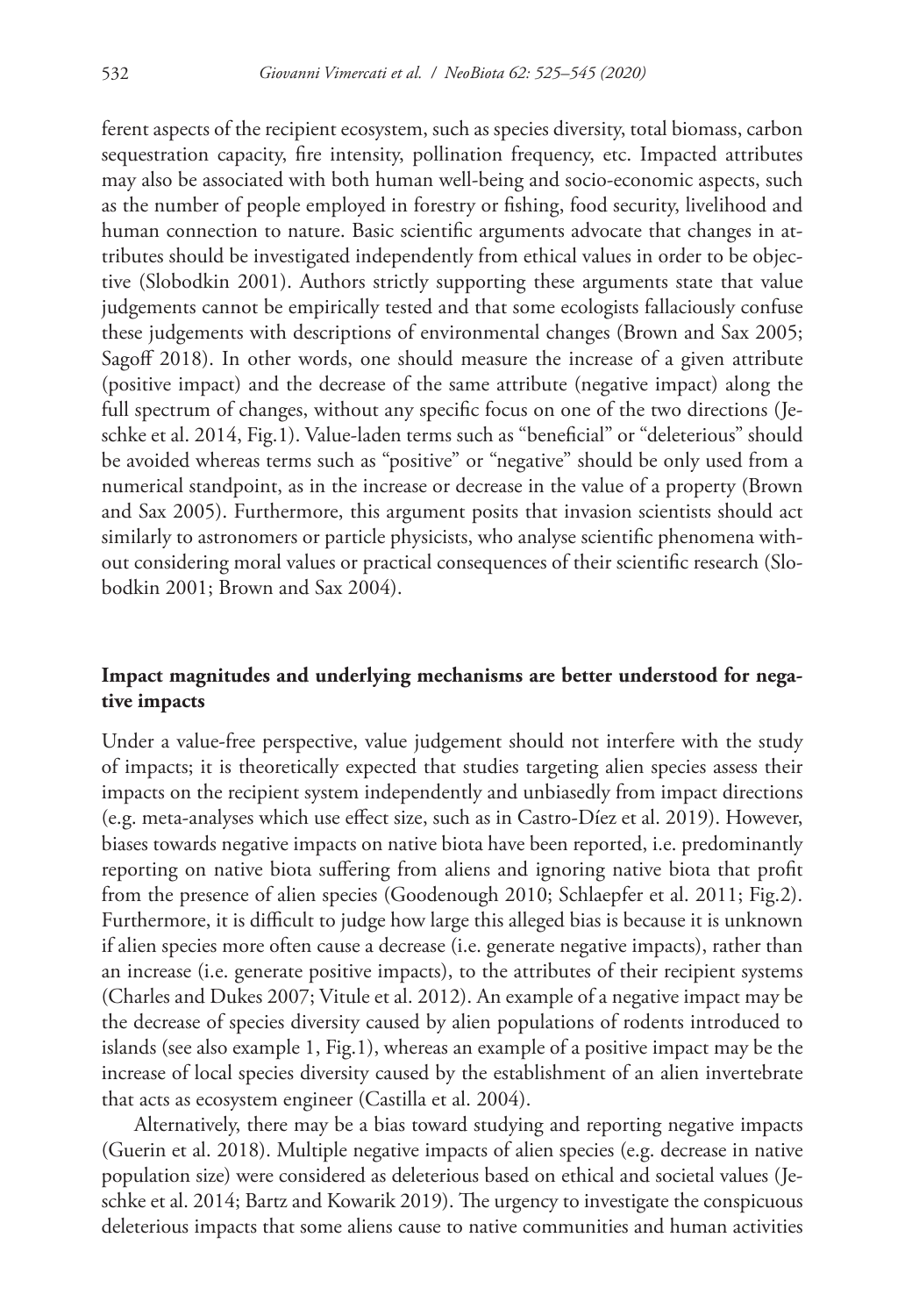ferent aspects of the recipient ecosystem, such as species diversity, total biomass, carbon sequestration capacity, fire intensity, pollination frequency, etc. Impacted attributes may also be associated with both human well-being and socio-economic aspects, such as the number of people employed in forestry or fishing, food security, livelihood and human connection to nature. Basic scientific arguments advocate that changes in attributes should be investigated independently from ethical values in order to be objective (Slobodkin 2001). Authors strictly supporting these arguments state that value judgements cannot be empirically tested and that some ecologists fallaciously confuse these judgements with descriptions of environmental changes (Brown and Sax 2005; Sagoff 2018). In other words, one should measure the increase of a given attribute (positive impact) and the decrease of the same attribute (negative impact) along the full spectrum of changes, without any specific focus on one of the two directions (Jeschke et al. 2014, Fig.1). Value-laden terms such as "beneficial" or "deleterious" should be avoided whereas terms such as "positive" or "negative" should be only used from a numerical standpoint, as in the increase or decrease in the value of a property (Brown and Sax 2005). Furthermore, this argument posits that invasion scientists should act similarly to astronomers or particle physicists, who analyse scientific phenomena without considering moral values or practical consequences of their scientific research (Slobodkin 2001; Brown and Sax 2004).

## Impact magnitudes and underlying mechanisms are better understood for negative impacts

Under a value-free perspective, value judgement should not interfere with the study of impacts; it is theoretically expected that studies targeting alien species assess their impacts on the recipient system independently and unbiasedly from impact directions (e.g. meta-analyses which use effect size, such as in Castro-Díez et al. 2019). However, biases towards negative impacts on native biota have been reported, i.e. predominantly reporting on native biota suffering from aliens and ignoring native biota that profit from the presence of alien species (Goodenough 2010; Schlaepfer et al. 2011; Fig.2). Furthermore, it is difficult to judge how large this alleged bias is because it is unknown if alien species more often cause a decrease (i.e. generate negative impacts), rather than an increase (i.e. generate positive impacts), to the attributes of their recipient systems (Charles and Dukes 2007; Vitule et al. 2012). An example of a negative impact may be the decrease of species diversity caused by alien populations of rodents introduced to islands (see also example 1, Fig.1), whereas an example of a positive impact may be the increase of local species diversity caused by the establishment of an alien invertebrate that acts as ecosystem engineer (Castilla et al. 2004).

Alternatively, there may be a bias toward studying and reporting negative impacts (Guerin et al. 2018). Multiple negative impacts of alien species (e.g. decrease in native population size) were considered as deleterious based on ethical and societal values (Jeschke et al. 2014; Bartz and Kowarik 2019). The urgency to investigate the conspicuous deleterious impacts that some aliens cause to native communities and human activities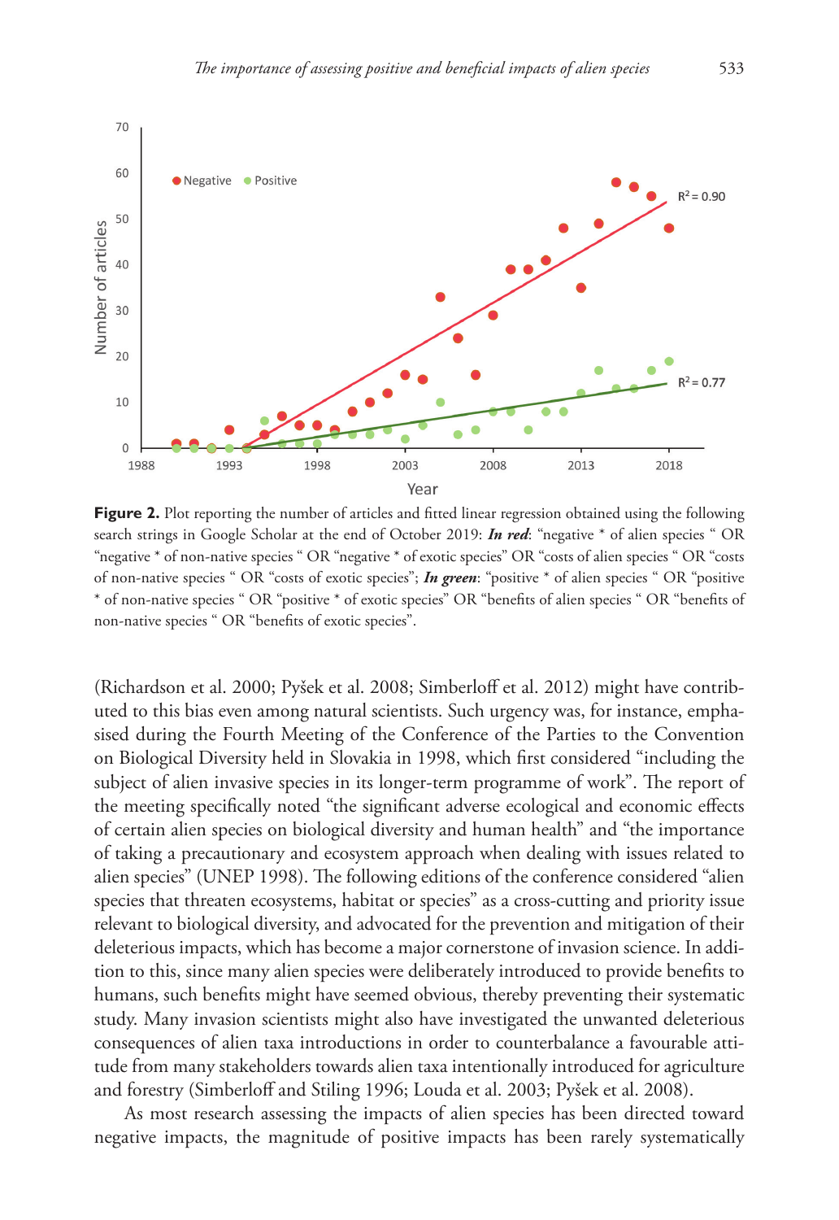**Figure 2.** Plot reporting the number of articles and fitted linear regression obtained using the following search strings in Google Scholar at the end of October 2019: ***In red***: "negative * of alien species " OR "negative * of non-native species " OR "negative * of exotic species" OR "costs of alien species " OR "costs of non-native species " OR "costs of exotic species"; ***In green***: "positive * of alien species " OR "positive * of non-native species " OR "positive * of exotic species" OR "benefits of alien species " OR "benefits of non-native species " OR "benefits of exotic species".

(Richardson et al. 2000; Pyšek et al. 2008; Simberloff et al. 2012) might have contributed to this bias even among natural scientists. Such urgency was, for instance, emphasised during the Fourth Meeting of the Conference of the Parties to the Convention on Biological Diversity held in Slovakia in 1998, which first considered "including the subject of alien invasive species in its longer-term programme of work". The report of the meeting specifically noted "the significant adverse ecological and economic effects of certain alien species on biological diversity and human health" and "the importance of taking a precautionary and ecosystem approach when dealing with issues related to alien species" (UNEP 1998). The following editions of the conference considered "alien species that threaten ecosystems, habitat or species" as a cross-cutting and priority issue relevant to biological diversity, and advocated for the prevention and mitigation of their deleterious impacts, which has become a major cornerstone of invasion science. In addition to this, since many alien species were deliberately introduced to provide benefits to humans, such benefits might have seemed obvious, thereby preventing their systematic study. Many invasion scientists might also have investigated the unwanted deleterious consequences of alien taxa introductions in order to counterbalance a favourable attitude from many stakeholders towards alien taxa intentionally introduced for agriculture and forestry (Simberloff and Stiling 1996; Louda et al. 2003; Pyšek et al. 2008).

As most research assessing the impacts of alien species has been directed toward negative impacts, the magnitude of positive impacts has been rarely systematically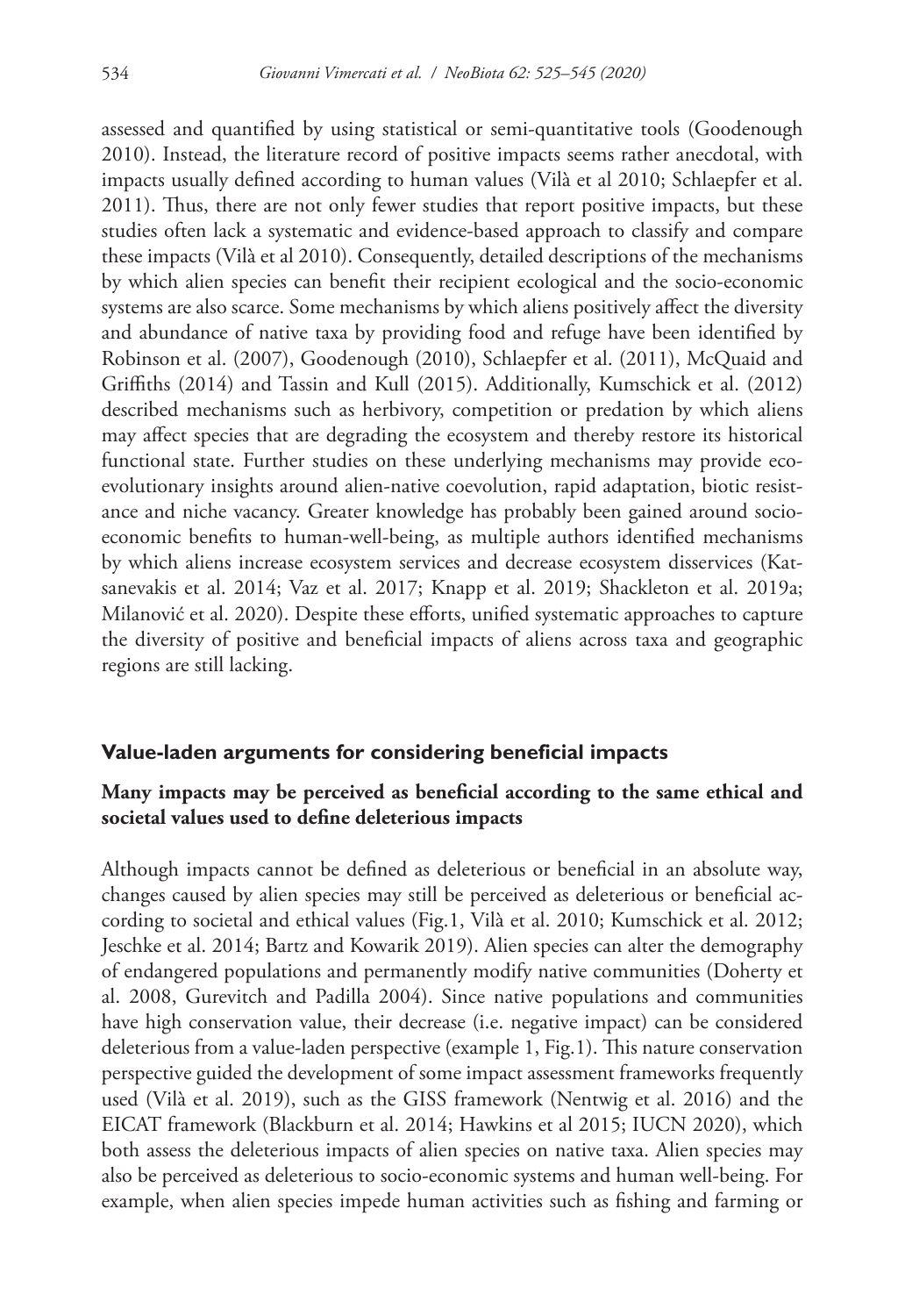assessed and quantified by using statistical or semi-quantitative tools (Goodenough 2010). Instead, the literature record of positive impacts seems rather anecdotal, with impacts usually defined according to human values (Vilà et al 2010; Schlaepfer et al. 2011). Thus, there are not only fewer studies that report positive impacts, but these studies often lack a systematic and evidence-based approach to classify and compare these impacts (Vilà et al 2010). Consequently, detailed descriptions of the mechanisms by which alien species can benefit their recipient ecological and the socio-economic systems are also scarce. Some mechanisms by which aliens positively affect the diversity and abundance of native taxa by providing food and refuge have been identified by Robinson et al. (2007), Goodenough (2010), Schlaepfer et al. (2011), McQuaid and Griffiths (2014) and Tassin and Kull (2015). Additionally, Kumschick et al. (2012) described mechanisms such as herbivory, competition or predation by which aliens may affect species that are degrading the ecosystem and thereby restore its historical functional state. Further studies on these underlying mechanisms may provide eco-evolutionary insights around alien-native coevolution, rapid adaptation, biotic resistance and niche vacancy. Greater knowledge has probably been gained around socio-economic benefits to human-well-being, as multiple authors identified mechanisms by which aliens increase ecosystem services and decrease ecosystem disservices (Katsanevakis et al. 2014; Vaz et al. 2017; Knapp et al. 2019; Shackleton et al. 2019a; Milanović et al. 2020). Despite these efforts, unified systematic approaches to capture the diversity of positive and beneficial impacts of aliens across taxa and geographic regions are still lacking.

## Value-laden arguments for considering beneficial impacts

### Many impacts may be perceived as beneficial according to the same ethical and societal values used to define deleterious impacts

Although impacts cannot be defined as deleterious or beneficial in an absolute way, changes caused by alien species may still be perceived as deleterious or beneficial according to societal and ethical values (Fig.1, Vilà et al. 2010; Kumschick et al. 2012; Jeschke et al. 2014; Bartz and Kowarik 2019). Alien species can alter the demography of endangered populations and permanently modify native communities (Doherty et al. 2008, Gurevitch and Padilla 2004). Since native populations and communities have high conservation value, their decrease (i.e. negative impact) can be considered deleterious from a value-laden perspective (example 1, Fig.1). This nature conservation perspective guided the development of some impact assessment frameworks frequently used (Vilà et al. 2019), such as the GISS framework (Nentwig et al. 2016) and the EICAT framework (Blackburn et al. 2014; Hawkins et al 2015; IUCN 2020), which both assess the deleterious impacts of alien species on native taxa. Alien species may also be perceived as deleterious to socio-economic systems and human well-being. For example, when alien species impede human activities such as fishing and farming or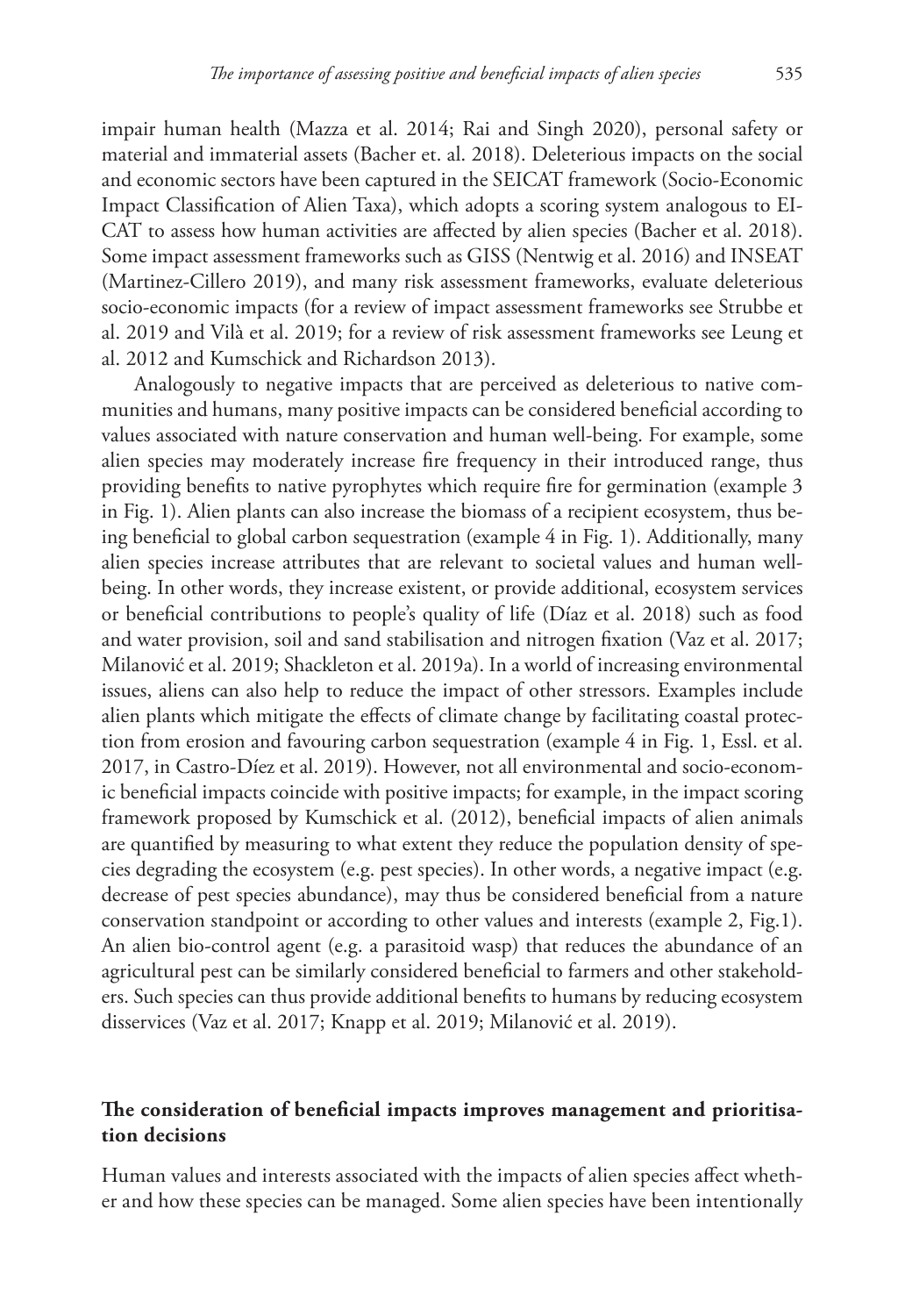impair human health (Mazza et al. 2014; Rai and Singh 2020), personal safety or material and immaterial assets (Bacher et. al. 2018). Deleterious impacts on the social and economic sectors have been captured in the SEICAT framework (Socio-Economic Impact Classification of Alien Taxa), which adopts a scoring system analogous to EICAT to assess how human activities are affected by alien species (Bacher et al. 2018). Some impact assessment frameworks such as GISS (Nentwig et al. 2016) and INSEAT (Martinez-Cillero 2019), and many risk assessment frameworks, evaluate deleterious socio-economic impacts (for a review of impact assessment frameworks see Strubbe et al. 2019 and Vilà et al. 2019; for a review of risk assessment frameworks see Leung et al. 2012 and Kumschick and Richardson 2013).

Analogously to negative impacts that are perceived as deleterious to native communities and humans, many positive impacts can be considered beneficial according to values associated with nature conservation and human well-being. For example, some alien species may moderately increase fire frequency in their introduced range, thus providing benefits to native pyrophytes which require fire for germination (example 3 in Fig. 1). Alien plants can also increase the biomass of a recipient ecosystem, thus being beneficial to global carbon sequestration (example 4 in Fig. 1). Additionally, many alien species increase attributes that are relevant to societal values and human well-being. In other words, they increase existent, or provide additional, ecosystem services or beneficial contributions to people's quality of life (Díaz et al. 2018) such as food and water provision, soil and sand stabilisation and nitrogen fixation (Vaz et al. 2017; Milanović et al. 2019; Shackleton et al. 2019a). In a world of increasing environmental issues, aliens can also help to reduce the impact of other stressors. Examples include alien plants which mitigate the effects of climate change by facilitating coastal protection from erosion and favouring carbon sequestration (example 4 in Fig. 1, Essl. et al. 2017, in Castro-Díez et al. 2019). However, not all environmental and socio-economic beneficial impacts coincide with positive impacts; for example, in the impact scoring framework proposed by Kumschick et al. (2012), beneficial impacts of alien animals are quantified by measuring to what extent they reduce the population density of species degrading the ecosystem (e.g. pest species). In other words, a negative impact (e.g. decrease of pest species abundance), may thus be considered beneficial from a nature conservation standpoint or according to other values and interests (example 2, Fig.1). An alien bio-control agent (e.g. a parasitoid wasp) that reduces the abundance of an agricultural pest can be similarly considered beneficial to farmers and other stakeholders. Such species can thus provide additional benefits to humans by reducing ecosystem disservices (Vaz et al. 2017; Knapp et al. 2019; Milanović et al. 2019).

## The consideration of beneficial impacts improves management and prioritisation decisions

Human values and interests associated with the impacts of alien species affect whether and how these species can be managed. Some alien species have been intentionally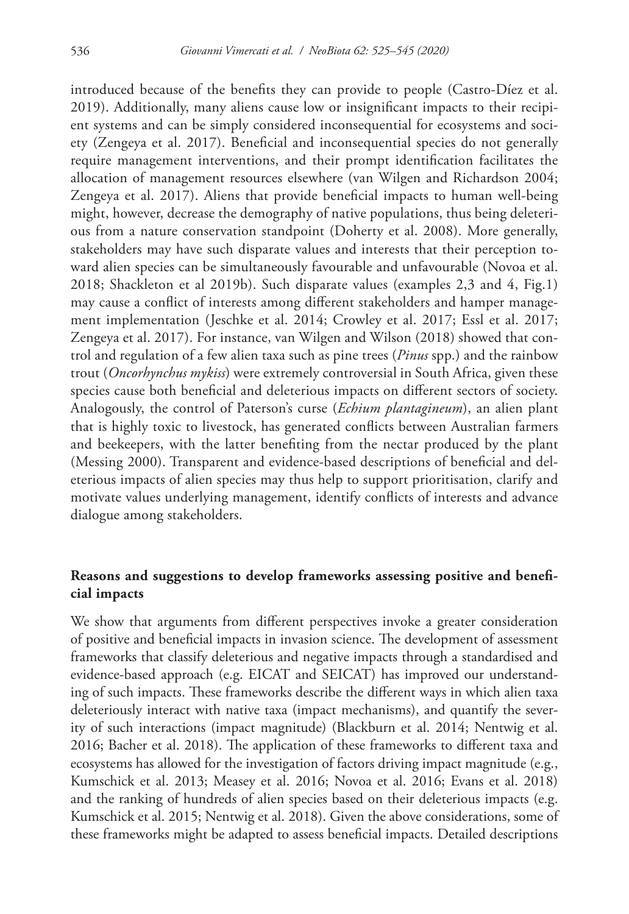introduced because of the benefits they can provide to people (Castro-Díez et al. 2019). Additionally, many aliens cause low or insignificant impacts to their recipient systems and can be simply considered inconsequential for ecosystems and society (Zengeya et al. 2017). Beneficial and inconsequential species do not generally require management interventions, and their prompt identification facilitates the allocation of management resources elsewhere (van Wilgen and Richardson 2004; Zengeya et al. 2017). Aliens that provide beneficial impacts to human well-being might, however, decrease the demography of native populations, thus being deleterious from a nature conservation standpoint (Doherty et al. 2008). More generally, stakeholders may have such disparate values and interests that their perception toward alien species can be simultaneously favourable and unfavourable (Novoa et al. 2018; Shackleton et al 2019b). Such disparate values (examples 2,3 and 4, Fig.1) may cause a conflict of interests among different stakeholders and hamper management implementation (Jeschke et al. 2014; Crowley et al. 2017; Essl et al. 2017; Zengeya et al. 2017). For instance, van Wilgen and Wilson (2018) showed that control and regulation of a few alien taxa such as pine trees (*Pinus* spp.) and the rainbow trout (*Oncorhynchus mykiss*) were extremely controversial in South Africa, given these species cause both beneficial and deleterious impacts on different sectors of society. Analogously, the control of Paterson's curse (*Echium plantagineum*), an alien plant that is highly toxic to livestock, has generated conflicts between Australian farmers and beekeepers, with the latter benefiting from the nectar produced by the plant (Messing 2000). Transparent and evidence-based descriptions of beneficial and deleterious impacts of alien species may thus help to support prioritisation, clarify and motivate values underlying management, identify conflicts of interests and advance dialogue among stakeholders.

## Reasons and suggestions to develop frameworks assessing positive and beneficial impacts

We show that arguments from different perspectives invoke a greater consideration of positive and beneficial impacts in invasion science. The development of assessment frameworks that classify deleterious and negative impacts through a standardised and evidence-based approach (e.g. EICAT and SEICAT) has improved our understanding of such impacts. These frameworks describe the different ways in which alien taxa deleteriously interact with native taxa (impact mechanisms), and quantify the severity of such interactions (impact magnitude) (Blackburn et al. 2014; Nentwig et al. 2016; Bacher et al. 2018). The application of these frameworks to different taxa and ecosystems has allowed for the investigation of factors driving impact magnitude (e.g., Kumschick et al. 2013; Measey et al. 2016; Novoa et al. 2016; Evans et al. 2018) and the ranking of hundreds of alien species based on their deleterious impacts (e.g. Kumschick et al. 2015; Nentwig et al. 2018). Given the above considerations, some of these frameworks might be adapted to assess beneficial impacts. Detailed descriptions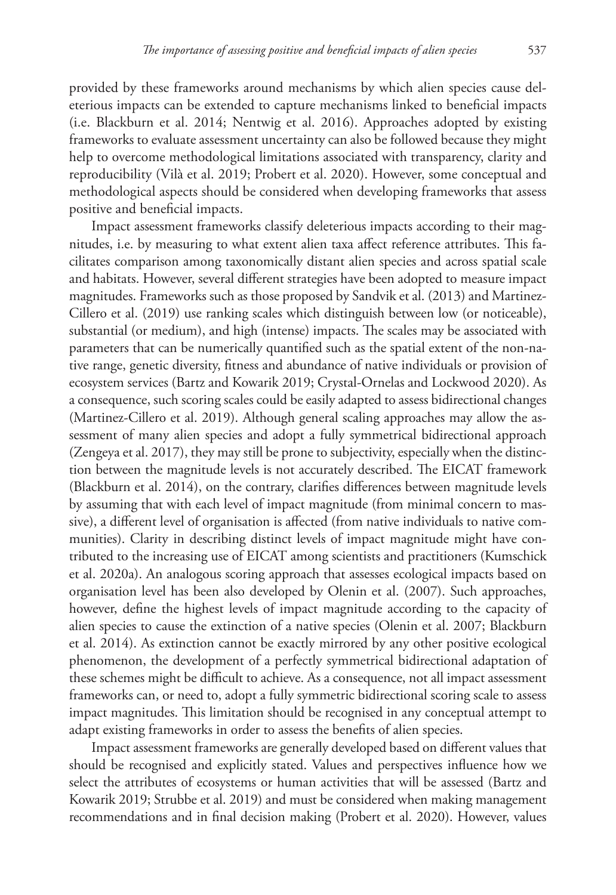provided by these frameworks around mechanisms by which alien species cause deleterious impacts can be extended to capture mechanisms linked to beneficial impacts (i.e. Blackburn et al. 2014; Nentwig et al. 2016). Approaches adopted by existing frameworks to evaluate assessment uncertainty can also be followed because they might help to overcome methodological limitations associated with transparency, clarity and reproducibility (Vilà et al. 2019; Probert et al. 2020). However, some conceptual and methodological aspects should be considered when developing frameworks that assess positive and beneficial impacts.

Impact assessment frameworks classify deleterious impacts according to their magnitudes, i.e. by measuring to what extent alien taxa affect reference attributes. This facilitates comparison among taxonomically distant alien species and across spatial scale and habitats. However, several different strategies have been adopted to measure impact magnitudes. Frameworks such as those proposed by Sandvik et al. (2013) and Martinez-Cillero et al. (2019) use ranking scales which distinguish between low (or noticeable), substantial (or medium), and high (intense) impacts. The scales may be associated with parameters that can be numerically quantified such as the spatial extent of the non-native range, genetic diversity, fitness and abundance of native individuals or provision of ecosystem services (Bartz and Kowarik 2019; Crystal-Ornelas and Lockwood 2020). As a consequence, such scoring scales could be easily adapted to assess bidirectional changes (Martinez-Cillero et al. 2019). Although general scaling approaches may allow the assessment of many alien species and adopt a fully symmetrical bidirectional approach (Zengeya et al. 2017), they may still be prone to subjectivity, especially when the distinction between the magnitude levels is not accurately described. The EICAT framework (Blackburn et al. 2014), on the contrary, clarifies differences between magnitude levels by assuming that with each level of impact magnitude (from minimal concern to massive), a different level of organisation is affected (from native individuals to native communities). Clarity in describing distinct levels of impact magnitude might have contributed to the increasing use of EICAT among scientists and practitioners (Kumschick et al. 2020a). An analogous scoring approach that assesses ecological impacts based on organisation level has been also developed by Olenin et al. (2007). Such approaches, however, define the highest levels of impact magnitude according to the capacity of alien species to cause the extinction of a native species (Olenin et al. 2007; Blackburn et al. 2014). As extinction cannot be exactly mirrored by any other positive ecological phenomenon, the development of a perfectly symmetrical bidirectional adaptation of these schemes might be difficult to achieve. As a consequence, not all impact assessment frameworks can, or need to, adopt a fully symmetric bidirectional scoring scale to assess impact magnitudes. This limitation should be recognised in any conceptual attempt to adapt existing frameworks in order to assess the benefits of alien species.

Impact assessment frameworks are generally developed based on different values that should be recognised and explicitly stated. Values and perspectives influence how we select the attributes of ecosystems or human activities that will be assessed (Bartz and Kowarik 2019; Strubbe et al. 2019) and must be considered when making management recommendations and in final decision making (Probert et al. 2020). However, values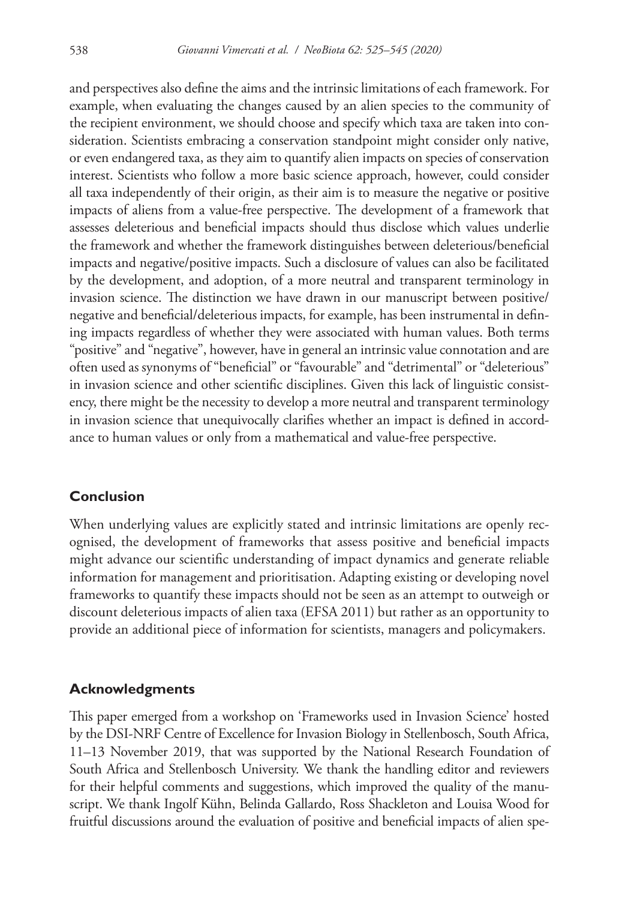and perspectives also define the aims and the intrinsic limitations of each framework. For example, when evaluating the changes caused by an alien species to the community of the recipient environment, we should choose and specify which taxa are taken into consideration. Scientists embracing a conservation standpoint might consider only native, or even endangered taxa, as they aim to quantify alien impacts on species of conservation interest. Scientists who follow a more basic science approach, however, could consider all taxa independently of their origin, as their aim is to measure the negative or positive impacts of aliens from a value-free perspective. The development of a framework that assesses deleterious and beneficial impacts should thus disclose which values underlie the framework and whether the framework distinguishes between deleterious/beneficial impacts and negative/positive impacts. Such a disclosure of values can also be facilitated by the development, and adoption, of a more neutral and transparent terminology in invasion science. The distinction we have drawn in our manuscript between positive/negative and beneficial/deleterious impacts, for example, has been instrumental in defining impacts regardless of whether they were associated with human values. Both terms "positive" and "negative", however, have in general an intrinsic value connotation and are often used as synonyms of "beneficial" or "favourable" and "detrimental" or "deleterious" in invasion science and other scientific disciplines. Given this lack of linguistic consistency, there might be the necessity to develop a more neutral and transparent terminology in invasion science that unequivocally clarifies whether an impact is defined in accordance to human values or only from a mathematical and value-free perspective.

## Conclusion

When underlying values are explicitly stated and intrinsic limitations are openly recognised, the development of frameworks that assess positive and beneficial impacts might advance our scientific understanding of impact dynamics and generate reliable information for management and prioritisation. Adapting existing or developing novel frameworks to quantify these impacts should not be seen as an attempt to outweigh or discount deleterious impacts of alien taxa (EFSA 2011) but rather as an opportunity to provide an additional piece of information for scientists, managers and policymakers.

## Acknowledgments

This paper emerged from a workshop on 'Frameworks used in Invasion Science' hosted by the DSI-NRF Centre of Excellence for Invasion Biology in Stellenbosch, South Africa, 11–13 November 2019, that was supported by the National Research Foundation of South Africa and Stellenbosch University. We thank the handling editor and reviewers for their helpful comments and suggestions, which improved the quality of the manuscript. We thank Ingolf Kühn, Belinda Gallardo, Ross Shackleton and Louisa Wood for fruitful discussions around the evaluation of positive and beneficial impacts of alien spe-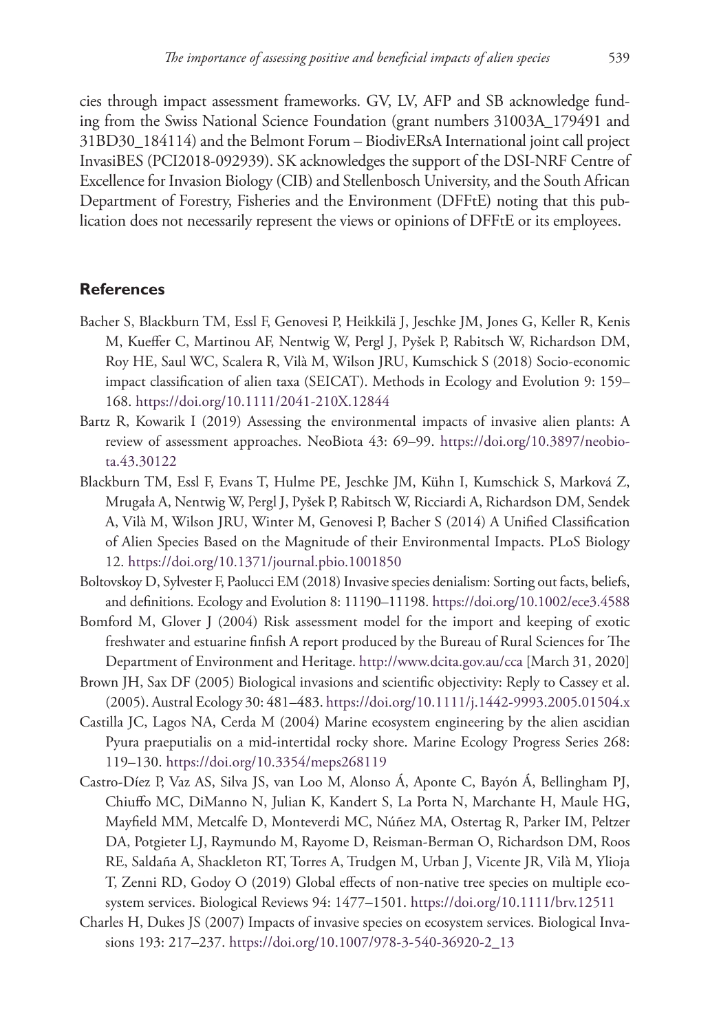cies through impact assessment frameworks. GV, LV, AFP and SB acknowledge funding from the Swiss National Science Foundation (grant numbers 31003A_179491 and 31BD30_184114) and the Belmont Forum – BiodivERsA International joint call project InvasiBES (PCI2018-092939). SK acknowledges the support of the DSI-NRF Centre of Excellence for Invasion Biology (CIB) and Stellenbosch University, and the South African Department of Forestry, Fisheries and the Environment (DFFtE) noting that this publication does not necessarily represent the views or opinions of DFFtE or its employees.

## References

Bacher S, Blackburn TM, Essl F, Genovesi P, Heikkilä J, Jeschke JM, Jones G, Keller R, Kenis M, Kueffer C, Martinou AF, Nentwig W, Pergl J, Pyšek P, Rabitsch W, Richardson DM, Roy HE, Saul WC, Scalera R, Vilà M, Wilson JRU, Kumschick S (2018) Socio-economic impact classification of alien taxa (SEICAT). Methods in Ecology and Evolution 9: 159–168. https://doi.org/10.1111/2041-210X.12844

Bartz R, Kowarik I (2019) Assessing the environmental impacts of invasive alien plants: A review of assessment approaches. NeoBiota 43: 69–99. https://doi.org/10.3897/neobiota.43.30122

Blackburn TM, Essl F, Evans T, Hulme PE, Jeschke JM, Kühn I, Kumschick S, Marková Z, Mrugała A, Nentwig W, Pergl J, Pyšek P, Rabitsch W, Ricciardi A, Richardson DM, Sendek A, Vilà M, Wilson JRU, Winter M, Genovesi P, Bacher S (2014) A Unified Classification of Alien Species Based on the Magnitude of their Environmental Impacts. PLoS Biology 12. https://doi.org/10.1371/journal.pbio.1001850

Boltovskoy D, Sylvester F, Paolucci EM (2018) Invasive species denialism: Sorting out facts, beliefs, and definitions. Ecology and Evolution 8: 11190–11198. https://doi.org/10.1002/ece3.4588

Bomford M, Glover J (2004) Risk assessment model for the import and keeping of exotic freshwater and estuarine finfish A report produced by the Bureau of Rural Sciences for The Department of Environment and Heritage. http://www.dcita.gov.au/cca [March 31, 2020]

Brown JH, Sax DF (2005) Biological invasions and scientific objectivity: Reply to Cassey et al. (2005). Austral Ecology 30: 481–483. https://doi.org/10.1111/j.1442-9993.2005.01504.x

Castilla JC, Lagos NA, Cerda M (2004) Marine ecosystem engineering by the alien ascidian Pyura praeputialis on a mid-intertidal rocky shore. Marine Ecology Progress Series 268: 119–130. https://doi.org/10.3354/meps268119

Castro-Díez P, Vaz AS, Silva JS, van Loo M, Alonso Á, Aponte C, Bayón Á, Bellingham PJ, Chiuffo MC, DiManno N, Julian K, Kandert S, La Porta N, Marchante H, Maule HG, Mayfield MM, Metcalfe D, Monteverdi MC, Núñez MA, Ostertag R, Parker IM, Peltzer DA, Potgieter LJ, Raymundo M, Rayome D, Reisman-Berman O, Richardson DM, Roos RE, Saldaña A, Shackleton RT, Torres A, Trudgen M, Urban J, Vicente JR, Vilà M, Ylioja T, Zenni RD, Godoy O (2019) Global effects of non-native tree species on multiple ecosystem services. Biological Reviews 94: 1477–1501. https://doi.org/10.1111/brv.12511

Charles H, Dukes JS (2007) Impacts of invasive species on ecosystem services. Biological Invasions 193: 217–237. https://doi.org/10.1007/978-3-540-36920-2_13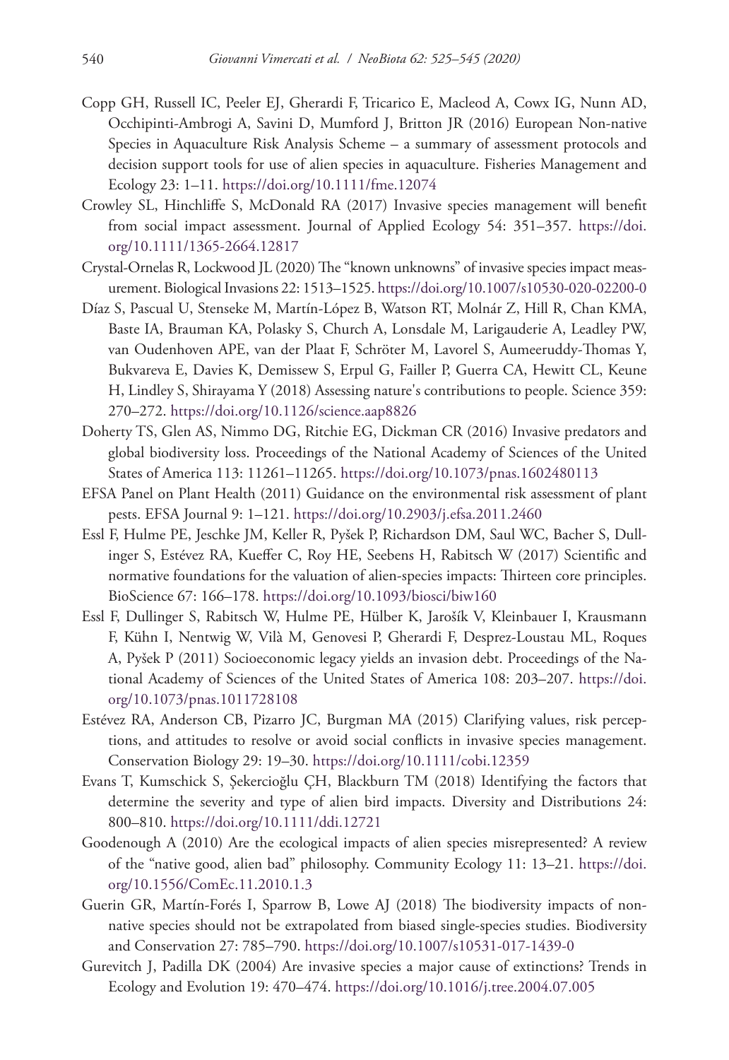Copp GH, Russell IC, Peeler EJ, Gherardi F, Tricarico E, Macleod A, Cowx IG, Nunn AD, Occhipinti-Ambrogi A, Savini D, Mumford J, Britton JR (2016) European Non-native Species in Aquaculture Risk Analysis Scheme – a summary of assessment protocols and decision support tools for use of alien species in aquaculture. Fisheries Management and Ecology 23: 1–11. https://doi.org/10.1111/fme.12074

Crowley SL, Hinchliffe S, McDonald RA (2017) Invasive species management will benefit from social impact assessment. Journal of Applied Ecology 54: 351–357. https://doi.org/10.1111/1365-2664.12817

Crystal-Ornelas R, Lockwood JL (2020) The "known unknowns" of invasive species impact measurement. Biological Invasions 22: 1513–1525. https://doi.org/10.1007/s10530-020-02200-0

Díaz S, Pascual U, Stenseke M, Martín-López B, Watson RT, Molnár Z, Hill R, Chan KMA, Baste IA, Brauman KA, Polasky S, Church A, Lonsdale M, Larigauderie A, Leadley PW, van Oudenhoven APE, van der Plaat F, Schröter M, Lavorel S, Aumeeruddy-Thomas Y, Bukvareva E, Davies K, Demissew S, Erpul G, Failler P, Guerra CA, Hewitt CL, Keune H, Lindley S, Shirayama Y (2018) Assessing nature's contributions to people. Science 359: 270–272. https://doi.org/10.1126/science.aap8826

Doherty TS, Glen AS, Nimmo DG, Ritchie EG, Dickman CR (2016) Invasive predators and global biodiversity loss. Proceedings of the National Academy of Sciences of the United States of America 113: 11261–11265. https://doi.org/10.1073/pnas.1602480113

EFSA Panel on Plant Health (2011) Guidance on the environmental risk assessment of plant pests. EFSA Journal 9: 1–121. https://doi.org/10.2903/j.efsa.2011.2460

Essl F, Hulme PE, Jeschke JM, Keller R, Pyšek P, Richardson DM, Saul WC, Bacher S, Dullinger S, Estévez RA, Kueffer C, Roy HE, Seebens H, Rabitsch W (2017) Scientific and normative foundations for the valuation of alien-species impacts: Thirteen core principles. BioScience 67: 166–178. https://doi.org/10.1093/biosci/biw160

Essl F, Dullinger S, Rabitsch W, Hulme PE, Hülber K, Jarošík V, Kleinbauer I, Krausmann F, Kühn I, Nentwig W, Vilà M, Genovesi P, Gherardi F, Desprez-Loustau ML, Roques A, Pyšek P (2011) Socioeconomic legacy yields an invasion debt. Proceedings of the National Academy of Sciences of the United States of America 108: 203–207. https://doi.org/10.1073/pnas.1011728108

Estévez RA, Anderson CB, Pizarro JC, Burgman MA (2015) Clarifying values, risk perceptions, and attitudes to resolve or avoid social conflicts in invasive species management. Conservation Biology 29: 19–30. https://doi.org/10.1111/cobi.12359

Evans T, Kumschick S, Şekercioğlu ÇH, Blackburn TM (2018) Identifying the factors that determine the severity and type of alien bird impacts. Diversity and Distributions 24: 800–810. https://doi.org/10.1111/ddi.12721

Goodenough A (2010) Are the ecological impacts of alien species misrepresented? A review of the "native good, alien bad" philosophy. Community Ecology 11: 13–21. https://doi.org/10.1556/ComEc.11.2010.1.3

Guerin GR, Martín-Forés I, Sparrow B, Lowe AJ (2018) The biodiversity impacts of non-native species should not be extrapolated from biased single-species studies. Biodiversity and Conservation 27: 785–790. https://doi.org/10.1007/s10531-017-1439-0

Gurevitch J, Padilla DK (2004) Are invasive species a major cause of extinctions? Trends in Ecology and Evolution 19: 470–474. https://doi.org/10.1016/j.tree.2004.07.005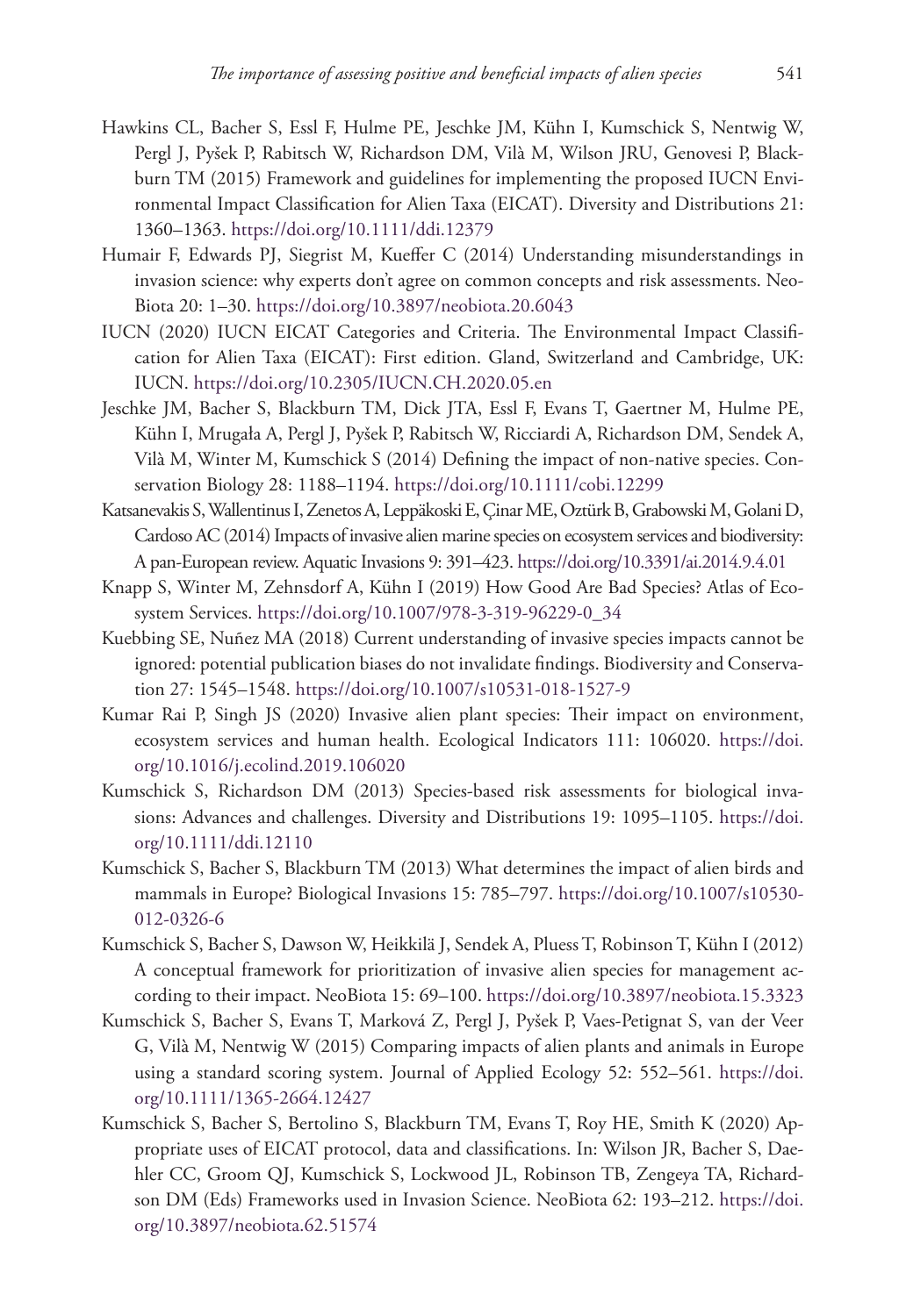Hawkins CL, Bacher S, Essl F, Hulme PE, Jeschke JM, Kühn I, Kumschick S, Nentwig W, Pergl J, Pyšek P, Rabitsch W, Richardson DM, Vilà M, Wilson JRU, Genovesi P, Blackburn TM (2015) Framework and guidelines for implementing the proposed IUCN Environmental Impact Classification for Alien Taxa (EICAT). Diversity and Distributions 21: 1360–1363. https://doi.org/10.1111/ddi.12379

Humair F, Edwards PJ, Siegrist M, Kueffer C (2014) Understanding misunderstandings in invasion science: why experts don't agree on common concepts and risk assessments. NeoBiota 20: 1–30. https://doi.org/10.3897/neobiota.20.6043

IUCN (2020) IUCN EICAT Categories and Criteria. The Environmental Impact Classification for Alien Taxa (EICAT): First edition. Gland, Switzerland and Cambridge, UK: IUCN. https://doi.org/10.2305/IUCN.CH.2020.05.en

Jeschke JM, Bacher S, Blackburn TM, Dick JTA, Essl F, Evans T, Gaertner M, Hulme PE, Kühn I, Mrugała A, Pergl J, Pyšek P, Rabitsch W, Ricciardi A, Richardson DM, Sendek A, Vilà M, Winter M, Kumschick S (2014) Defining the impact of non-native species. Conservation Biology 28: 1188–1194. https://doi.org/10.1111/cobi.12299

Katsanevakis S, Wallentinus I, Zenetos A, Leppäkoski E, Çinar ME, Oztürk B, Grabowski M, Golani D, Cardoso AC (2014) Impacts of invasive alien marine species on ecosystem services and biodiversity: A pan-European review. Aquatic Invasions 9: 391–423. https://doi.org/10.3391/ai.2014.9.4.01

Knapp S, Winter M, Zehnsdorf A, Kühn I (2019) How Good Are Bad Species? Atlas of Ecosystem Services. https://doi.org/10.1007/978-3-319-96229-0_34

Kuebbing SE, Nuñez MA (2018) Current understanding of invasive species impacts cannot be ignored: potential publication biases do not invalidate findings. Biodiversity and Conservation 27: 1545–1548. https://doi.org/10.1007/s10531-018-1527-9

Kumar Rai P, Singh JS (2020) Invasive alien plant species: Their impact on environment, ecosystem services and human health. Ecological Indicators 111: 106020. https://doi.org/10.1016/j.ecolind.2019.106020

Kumschick S, Richardson DM (2013) Species-based risk assessments for biological invasions: Advances and challenges. Diversity and Distributions 19: 1095–1105. https://doi.org/10.1111/ddi.12110

Kumschick S, Bacher S, Blackburn TM (2013) What determines the impact of alien birds and mammals in Europe? Biological Invasions 15: 785–797. https://doi.org/10.1007/s10530-012-0326-6

Kumschick S, Bacher S, Dawson W, Heikkilä J, Sendek A, Pluess T, Robinson T, Kühn I (2012) A conceptual framework for prioritization of invasive alien species for management according to their impact. NeoBiota 15: 69–100. https://doi.org/10.3897/neobiota.15.3323

Kumschick S, Bacher S, Evans T, Marková Z, Pergl J, Pyšek P, Vaes-Petignat S, van der Veer G, Vilà M, Nentwig W (2015) Comparing impacts of alien plants and animals in Europe using a standard scoring system. Journal of Applied Ecology 52: 552–561. https://doi.org/10.1111/1365-2664.12427

Kumschick S, Bacher S, Bertolino S, Blackburn TM, Evans T, Roy HE, Smith K (2020) Appropriate uses of EICAT protocol, data and classifications. In: Wilson JR, Bacher S, Daehler CC, Groom QJ, Kumschick S, Lockwood JL, Robinson TB, Zengeya TA, Richardson DM (Eds) Frameworks used in Invasion Science. NeoBiota 62: 193–212. https://doi.org/10.3897/neobiota.62.51574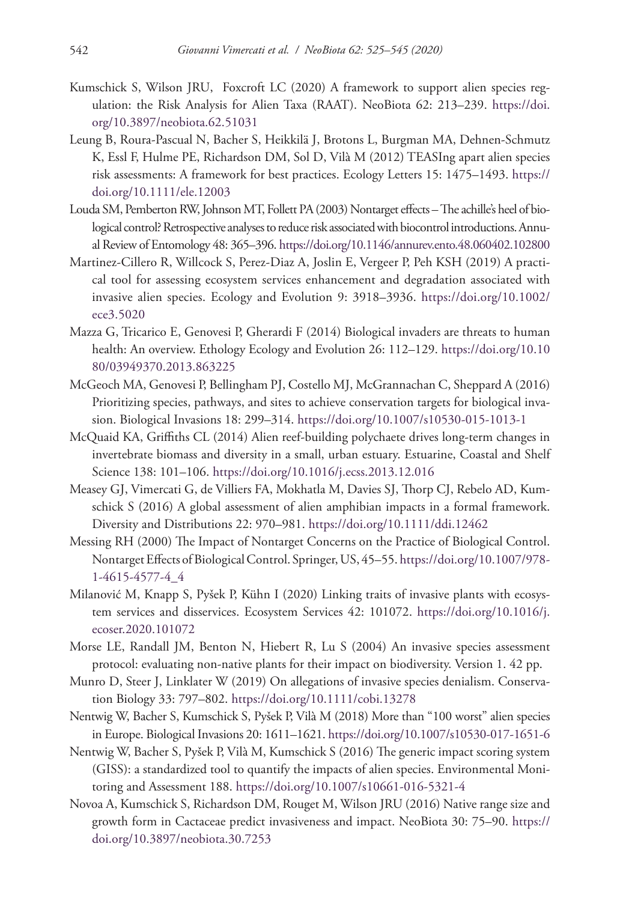Kumschick S, Wilson JRU, Foxcroft LC (2020) A framework to support alien species regulation: the Risk Analysis for Alien Taxa (RAAT). NeoBiota 62: 213–239. https://doi.org/10.3897/neobiota.62.51031

Leung B, Roura-Pascual N, Bacher S, Heikkilä J, Brotons L, Burgman MA, Dehnen-Schmutz K, Essl F, Hulme PE, Richardson DM, Sol D, Vilà M (2012) TEASIng apart alien species risk assessments: A framework for best practices. Ecology Letters 15: 1475–1493. https://doi.org/10.1111/ele.12003

Louda SM, Pemberton RW, Johnson MT, Follett PA (2003) Nontarget effects – The achille's heel of biological control? Retrospective analyses to reduce risk associated with biocontrol introductions. Annual Review of Entomology 48: 365–396. https://doi.org/10.1146/annurev.ento.48.060402.102800

Martinez-Cillero R, Willcock S, Perez-Diaz A, Joslin E, Vergeer P, Peh KSH (2019) A practical tool for assessing ecosystem services enhancement and degradation associated with invasive alien species. Ecology and Evolution 9: 3918–3936. https://doi.org/10.1002/ece3.5020

Mazza G, Tricarico E, Genovesi P, Gherardi F (2014) Biological invaders are threats to human health: An overview. Ethology Ecology and Evolution 26: 112–129. https://doi.org/10.1080/03949370.2013.863225

McGeoch MA, Genovesi P, Bellingham PJ, Costello MJ, McGrannachan C, Sheppard A (2016) Prioritizing species, pathways, and sites to achieve conservation targets for biological invasion. Biological Invasions 18: 299–314. https://doi.org/10.1007/s10530-015-1013-1

McQuaid KA, Griffiths CL (2014) Alien reef-building polychaete drives long-term changes in invertebrate biomass and diversity in a small, urban estuary. Estuarine, Coastal and Shelf Science 138: 101–106. https://doi.org/10.1016/j.ecss.2013.12.016

Measey GJ, Vimercati G, de Villiers FA, Mokhatla M, Davies SJ, Thorp CJ, Rebelo AD, Kumschick S (2016) A global assessment of alien amphibian impacts in a formal framework. Diversity and Distributions 22: 970–981. https://doi.org/10.1111/ddi.12462

Messing RH (2000) The Impact of Nontarget Concerns on the Practice of Biological Control. Nontarget Effects of Biological Control. Springer, US, 45–55. https://doi.org/10.1007/978-1-4615-4577-4_4

Milanović M, Knapp S, Pyšek P, Kühn I (2020) Linking traits of invasive plants with ecosystem services and disservices. Ecosystem Services 42: 101072. https://doi.org/10.1016/j.ecoser.2020.101072

Morse LE, Randall JM, Benton N, Hiebert R, Lu S (2004) An invasive species assessment protocol: evaluating non-native plants for their impact on biodiversity. Version 1. 42 pp.

Munro D, Steer J, Linklater W (2019) On allegations of invasive species denialism. Conservation Biology 33: 797–802. https://doi.org/10.1111/cobi.13278

Nentwig W, Bacher S, Kumschick S, Pyšek P, Vilà M (2018) More than "100 worst" alien species in Europe. Biological Invasions 20: 1611–1621. https://doi.org/10.1007/s10530-017-1651-6

Nentwig W, Bacher S, Pyšek P, Vilà M, Kumschick S (2016) The generic impact scoring system (GISS): a standardized tool to quantify the impacts of alien species. Environmental Monitoring and Assessment 188. https://doi.org/10.1007/s10661-016-5321-4

Novoa A, Kumschick S, Richardson DM, Rouget M, Wilson JRU (2016) Native range size and growth form in Cactaceae predict invasiveness and impact. NeoBiota 30: 75–90. https://doi.org/10.3897/neobiota.30.7253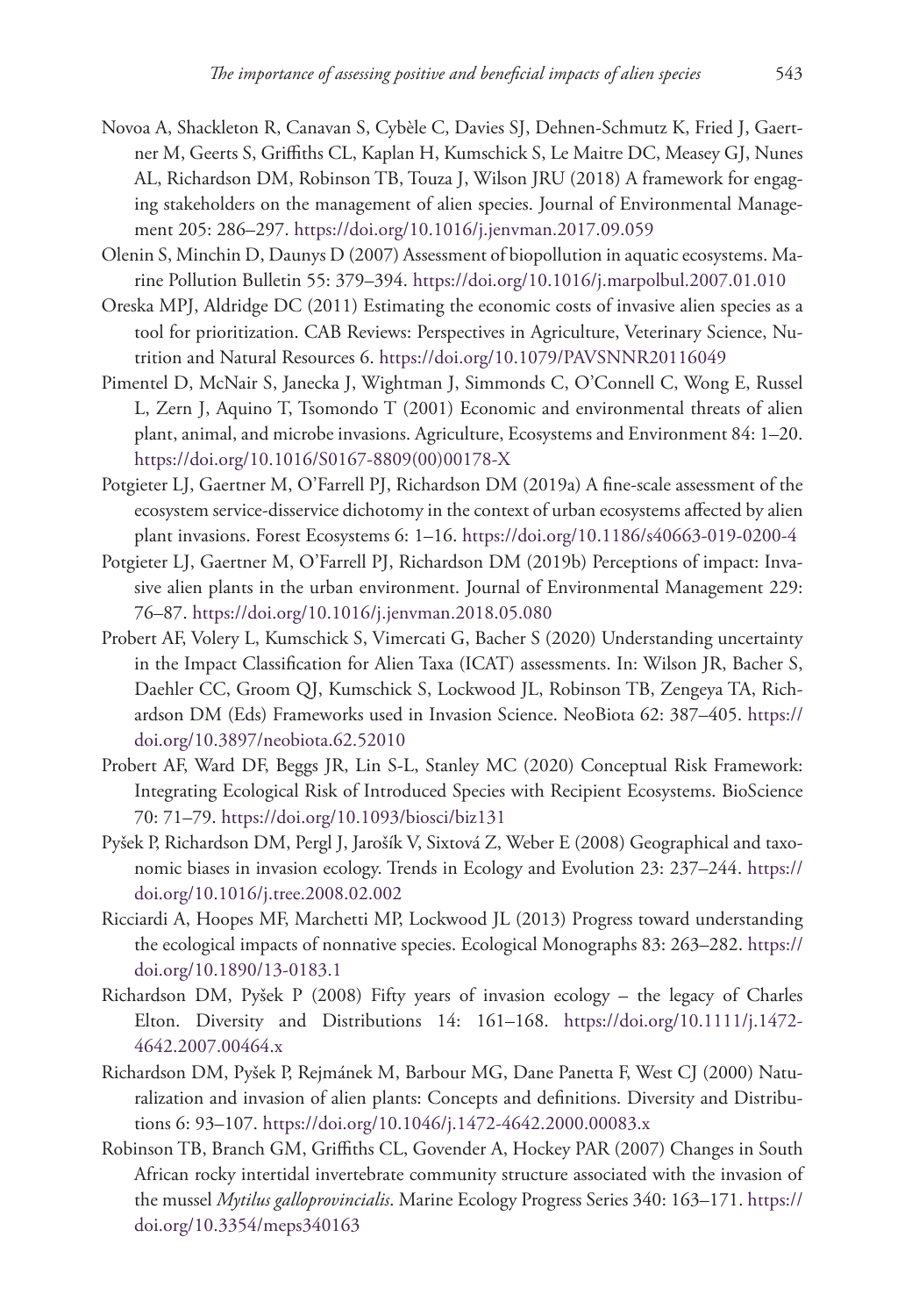Novoa A, Shackleton R, Canavan S, Cybèle C, Davies SJ, Dehnen-Schmutz K, Fried J, Gaertner M, Geerts S, Griffiths CL, Kaplan H, Kumschick S, Le Maitre DC, Measey GJ, Nunes AL, Richardson DM, Robinson TB, Touza J, Wilson JRU (2018) A framework for engaging stakeholders on the management of alien species. Journal of Environmental Management 205: 286–297. https://doi.org/10.1016/j.jenvman.2017.09.059

Olenin S, Minchin D, Daunys D (2007) Assessment of biopollution in aquatic ecosystems. Marine Pollution Bulletin 55: 379–394. https://doi.org/10.1016/j.marpolbul.2007.01.010

Oreska MPJ, Aldridge DC (2011) Estimating the economic costs of invasive alien species as a tool for prioritization. CAB Reviews: Perspectives in Agriculture, Veterinary Science, Nutrition and Natural Resources 6. https://doi.org/10.1079/PAVSNNR20116049

Pimentel D, McNair S, Janecka J, Wightman J, Simmonds C, O'Connell C, Wong E, Russel L, Zern J, Aquino T, Tsomondo T (2001) Economic and environmental threats of alien plant, animal, and microbe invasions. Agriculture, Ecosystems and Environment 84: 1–20. https://doi.org/10.1016/S0167-8809(00)00178-X

Potgieter LJ, Gaertner M, O'Farrell PJ, Richardson DM (2019a) A fine-scale assessment of the ecosystem service-disservice dichotomy in the context of urban ecosystems affected by alien plant invasions. Forest Ecosystems 6: 1–16. https://doi.org/10.1186/s40663-019-0200-4

Potgieter LJ, Gaertner M, O'Farrell PJ, Richardson DM (2019b) Perceptions of impact: Invasive alien plants in the urban environment. Journal of Environmental Management 229: 76–87. https://doi.org/10.1016/j.jenvman.2018.05.080

Probert AF, Volery L, Kumschick S, Vimercati G, Bacher S (2020) Understanding uncertainty in the Impact Classification for Alien Taxa (ICAT) assessments. In: Wilson JR, Bacher S, Daehler CC, Groom QJ, Kumschick S, Lockwood JL, Robinson TB, Zengeya TA, Richardson DM (Eds) Frameworks used in Invasion Science. NeoBiota 62: 387–405. https://doi.org/10.3897/neobiota.62.52010

Probert AF, Ward DF, Beggs JR, Lin S-L, Stanley MC (2020) Conceptual Risk Framework: Integrating Ecological Risk of Introduced Species with Recipient Ecosystems. BioScience 70: 71–79. https://doi.org/10.1093/biosci/biz131

Pyšek P, Richardson DM, Pergl J, Jarošík V, Sixtová Z, Weber E (2008) Geographical and taxonomic biases in invasion ecology. Trends in Ecology and Evolution 23: 237–244. https://doi.org/10.1016/j.tree.2008.02.002

Ricciardi A, Hoopes MF, Marchetti MP, Lockwood JL (2013) Progress toward understanding the ecological impacts of nonnative species. Ecological Monographs 83: 263–282. https://doi.org/10.1890/13-0183.1

Richardson DM, Pyšek P (2008) Fifty years of invasion ecology – the legacy of Charles Elton. Diversity and Distributions 14: 161–168. https://doi.org/10.1111/j.1472-4642.2007.00464.x

Richardson DM, Pyšek P, Rejmánek M, Barbour MG, Dane Panetta F, West CJ (2000) Naturalization and invasion of alien plants: Concepts and definitions. Diversity and Distributions 6: 93–107. https://doi.org/10.1046/j.1472-4642.2000.00083.x

Robinson TB, Branch GM, Griffiths CL, Govender A, Hockey PAR (2007) Changes in South African rocky intertidal invertebrate community structure associated with the invasion of the mussel *Mytilus galloprovincialis*. Marine Ecology Progress Series 340: 163–171. https://doi.org/10.3354/meps340163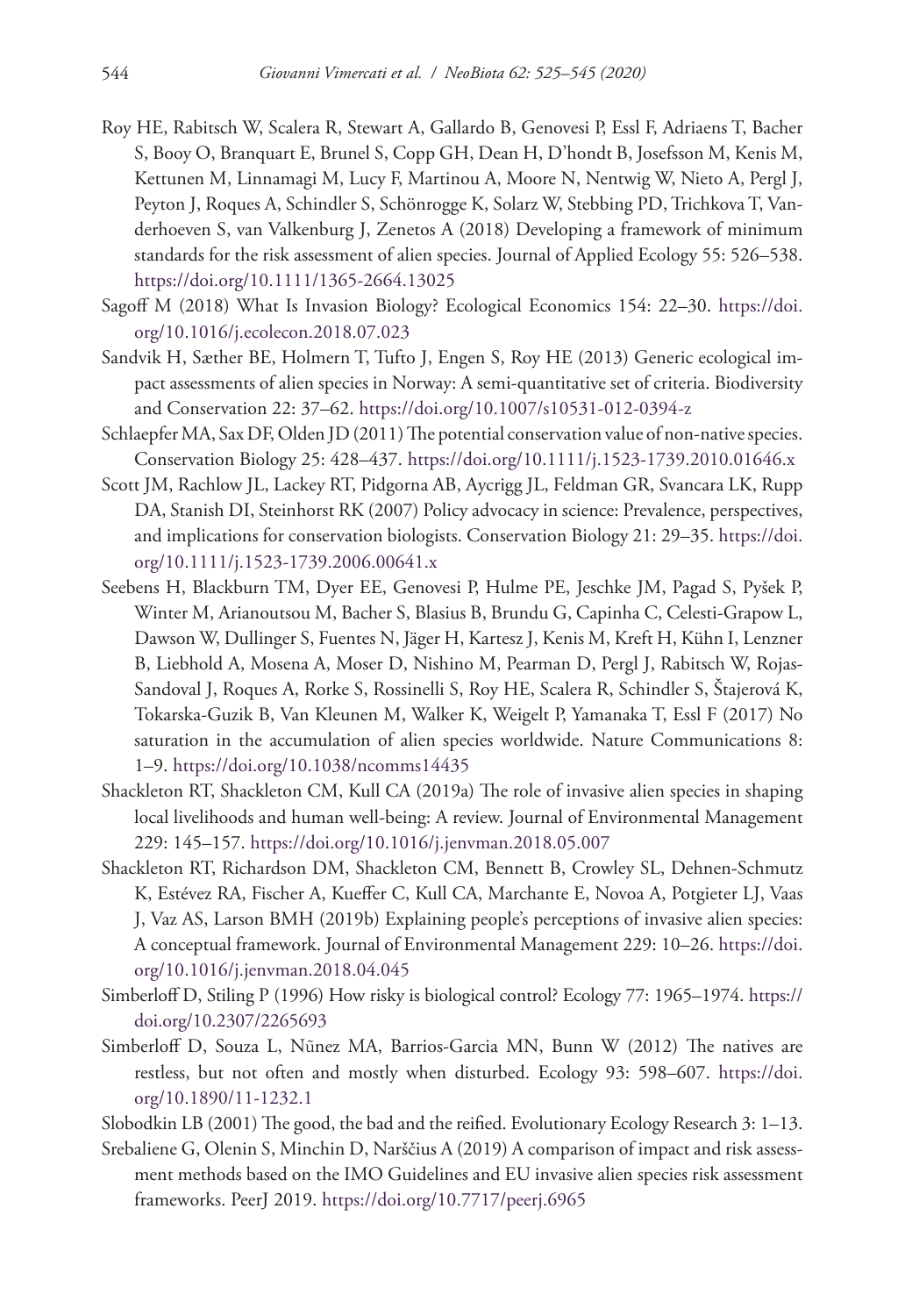Roy HE, Rabitsch W, Scalera R, Stewart A, Gallardo B, Genovesi P, Essl F, Adriaens T, Bacher S, Booy O, Branquart E, Brunel S, Copp GH, Dean H, D'hondt B, Josefsson M, Kenis M, Kettunen M, Linnamagi M, Lucy F, Martinou A, Moore N, Nentwig W, Nieto A, Pergl J, Peyton J, Roques A, Schindler S, Schönrogge K, Solarz W, Stebbing PD, Trichkova T, Vanderhoeven S, van Valkenburg J, Zenetos A (2018) Developing a framework of minimum standards for the risk assessment of alien species. Journal of Applied Ecology 55: 526–538. https://doi.org/10.1111/1365-2664.13025

Sagoff M (2018) What Is Invasion Biology? Ecological Economics 154: 22–30. https://doi.org/10.1016/j.ecolecon.2018.07.023

Sandvik H, Sæther BE, Holmern T, Tufto J, Engen S, Roy HE (2013) Generic ecological impact assessments of alien species in Norway: A semi-quantitative set of criteria. Biodiversity and Conservation 22: 37–62. https://doi.org/10.1007/s10531-012-0394-z

Schlaepfer MA, Sax DF, Olden JD (2011) The potential conservation value of non-native species. Conservation Biology 25: 428–437. https://doi.org/10.1111/j.1523-1739.2010.01646.x

Scott JM, Rachlow JL, Lackey RT, Pidgorna AB, Aycrigg JL, Feldman GR, Svancara LK, Rupp DA, Stanish DI, Steinhorst RK (2007) Policy advocacy in science: Prevalence, perspectives, and implications for conservation biologists. Conservation Biology 21: 29–35. https://doi.org/10.1111/j.1523-1739.2006.00641.x

Seebens H, Blackburn TM, Dyer EE, Genovesi P, Hulme PE, Jeschke JM, Pagad S, Pyšek P, Winter M, Arianoutsou M, Bacher S, Blasius B, Brundu G, Capinha C, Celesti-Grapow L, Dawson W, Dullinger S, Fuentes N, Jäger H, Kartesz J, Kenis M, Kreft H, Kühn I, Lenzner B, Liebhold A, Mosena A, Moser D, Nishino M, Pearman D, Pergl J, Rabitsch W, Rojas-Sandoval J, Roques A, Rorke S, Rossinelli S, Roy HE, Scalera R, Schindler S, Štajerová K, Tokarska-Guzik B, Van Kleunen M, Walker K, Weigelt P, Yamanaka T, Essl F (2017) No saturation in the accumulation of alien species worldwide. Nature Communications 8: 1–9. https://doi.org/10.1038/ncomms14435

Shackleton RT, Shackleton CM, Kull CA (2019a) The role of invasive alien species in shaping local livelihoods and human well-being: A review. Journal of Environmental Management 229: 145–157. https://doi.org/10.1016/j.jenvman.2018.05.007

Shackleton RT, Richardson DM, Shackleton CM, Bennett B, Crowley SL, Dehnen-Schmutz K, Estévez RA, Fischer A, Kueffer C, Kull CA, Marchante E, Novoa A, Potgieter LJ, Vaas J, Vaz AS, Larson BMH (2019b) Explaining people's perceptions of invasive alien species: A conceptual framework. Journal of Environmental Management 229: 10–26. https://doi.org/10.1016/j.jenvman.2018.04.045

Simberloff D, Stiling P (1996) How risky is biological control? Ecology 77: 1965–1974. https://doi.org/10.2307/2265693

Simberloff D, Souza L, Nũnez MA, Barrios-Garcia MN, Bunn W (2012) The natives are restless, but not often and mostly when disturbed. Ecology 93: 598–607. https://doi.org/10.1890/11-1232.1

Slobodkin LB (2001) The good, the bad and the reified. Evolutionary Ecology Research 3: 1–13.

Srebaliene G, Olenin S, Minchin D, Narščius A (2019) A comparison of impact and risk assessment methods based on the IMO Guidelines and EU invasive alien species risk assessment frameworks. PeerJ 2019. https://doi.org/10.7717/peerj.6965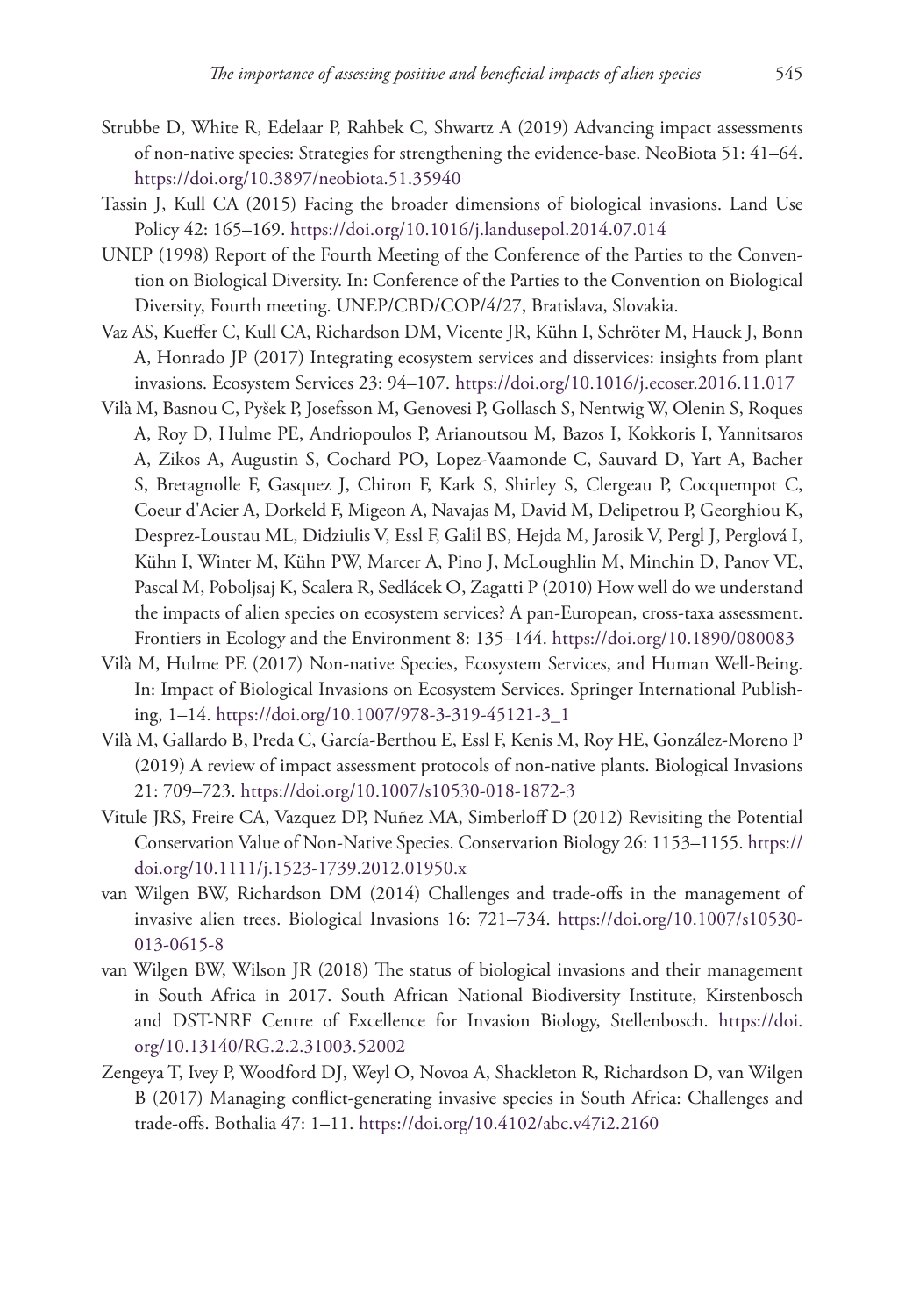Strubbe D, White R, Edelaar P, Rahbek C, Shwartz A (2019) Advancing impact assessments of non-native species: Strategies for strengthening the evidence-base. NeoBiota 51: 41–64. https://doi.org/10.3897/neobiota.51.35940

Tassin J, Kull CA (2015) Facing the broader dimensions of biological invasions. Land Use Policy 42: 165–169. https://doi.org/10.1016/j.landusepol.2014.07.014

UNEP (1998) Report of the Fourth Meeting of the Conference of the Parties to the Convention on Biological Diversity. In: Conference of the Parties to the Convention on Biological Diversity, Fourth meeting. UNEP/CBD/COP/4/27, Bratislava, Slovakia.

Vaz AS, Kueffer C, Kull CA, Richardson DM, Vicente JR, Kühn I, Schröter M, Hauck J, Bonn A, Honrado JP (2017) Integrating ecosystem services and disservices: insights from plant invasions. Ecosystem Services 23: 94–107. https://doi.org/10.1016/j.ecoser.2016.11.017

Vilà M, Basnou C, Pyšek P, Josefsson M, Genovesi P, Gollasch S, Nentwig W, Olenin S, Roques A, Roy D, Hulme PE, Andriopoulos P, Arianoutsou M, Bazos I, Kokkoris I, Yannitsaros A, Zikos A, Augustin S, Cochard PO, Lopez-Vaamonde C, Sauvard D, Yart A, Bacher S, Bretagnolle F, Gasquez J, Chiron F, Kark S, Shirley S, Clergeau P, Cocquempot C, Coeur d'Acier A, Dorkeld F, Migeon A, Navajas M, David M, Delipetrou P, Georghiou K, Desprez-Loustau ML, Didziulis V, Essl F, Galil BS, Hejda M, Jarosik V, Pergl J, Perglová I, Kühn I, Winter M, Kühn PW, Marcer A, Pino J, McLoughlin M, Minchin D, Panov VE, Pascal M, Poboljsaj K, Scalera R, Sedlácek O, Zagatti P (2010) How well do we understand the impacts of alien species on ecosystem services? A pan-European, cross-taxa assessment. Frontiers in Ecology and the Environment 8: 135–144. https://doi.org/10.1890/080083

Vilà M, Hulme PE (2017) Non-native Species, Ecosystem Services, and Human Well-Being. In: Impact of Biological Invasions on Ecosystem Services. Springer International Publishing, 1–14. https://doi.org/10.1007/978-3-319-45121-3_1

Vilà M, Gallardo B, Preda C, García-Berthou E, Essl F, Kenis M, Roy HE, González-Moreno P (2019) A review of impact assessment protocols of non-native plants. Biological Invasions 21: 709–723. https://doi.org/10.1007/s10530-018-1872-3

Vitule JRS, Freire CA, Vazquez DP, Nuñez MA, Simberloff D (2012) Revisiting the Potential Conservation Value of Non-Native Species. Conservation Biology 26: 1153–1155. https://doi.org/10.1111/j.1523-1739.2012.01950.x

van Wilgen BW, Richardson DM (2014) Challenges and trade-offs in the management of invasive alien trees. Biological Invasions 16: 721–734. https://doi.org/10.1007/s10530-013-0615-8

van Wilgen BW, Wilson JR (2018) The status of biological invasions and their management in South Africa in 2017. South African National Biodiversity Institute, Kirstenbosch and DST-NRF Centre of Excellence for Invasion Biology, Stellenbosch. https://doi.org/10.13140/RG.2.2.31003.52002

Zengeya T, Ivey P, Woodford DJ, Weyl O, Novoa A, Shackleton R, Richardson D, van Wilgen B (2017) Managing conflict-generating invasive species in South Africa: Challenges and trade-offs. Bothalia 47: 1–11. https://doi.org/10.4102/abc.v47i2.2160